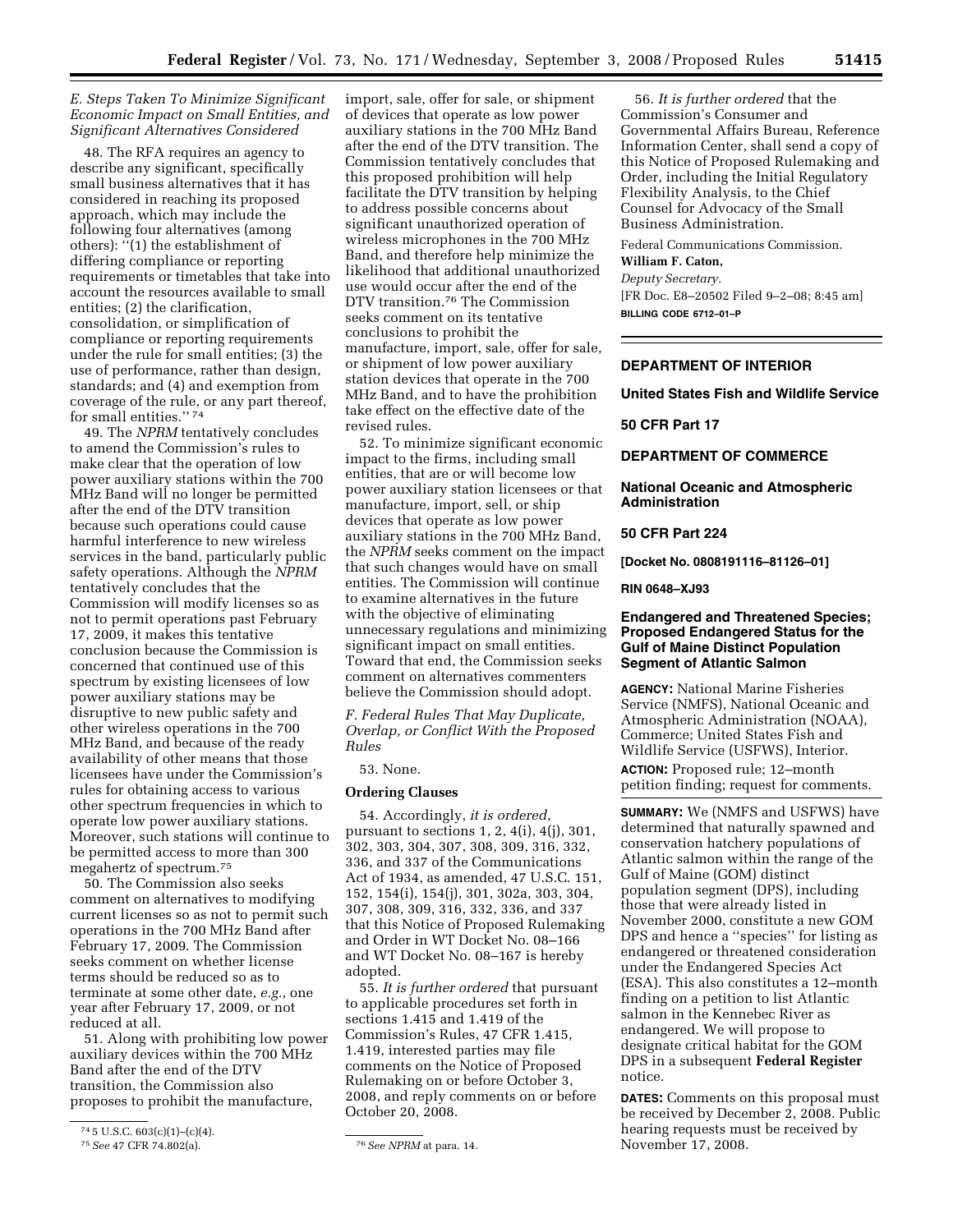### E. Steps Taken To Minimize Significant Economic Impact on Small Entities, and Significant Alternatives Considered

48. The RFA requires an agency to describe any significant, specifically small business alternatives that it has considered in reaching its proposed approach, which may include the following four alternatives (among others): ''(1) the establishment of differing compliance or reporting requirements or timetables that take into account the resources available to small entities; (2) the clarification, consolidation, or simplification of compliance or reporting requirements under the rule for small entities; (3) the use of performance, rather than design, standards; and (4) and exemption from coverage of the rule, or any part thereof, for small entities.'' [74]

49. The *NPRM* tentatively concludes to amend the Commission's rules to make clear that the operation of low power auxiliary stations within the 700 MHz Band will no longer be permitted after the end of the DTV transition because such operations could cause harmful interference to new wireless services in the band, particularly public safety operations. Although the *NPRM* tentatively concludes that the Commission will modify licenses so as not to permit operations past February 17, 2009, it makes this tentative conclusion because the Commission is concerned that continued use of this spectrum by existing licensees of low power auxiliary stations may be disruptive to new public safety and other wireless operations in the 700 MHz Band, and because of the ready availability of other means that those licensees have under the Commission's rules for obtaining access to various other spectrum frequencies in which to operate low power auxiliary stations. Moreover, such stations will continue to be permitted access to more than 300 megahertz of spectrum.[75]

50. The Commission also seeks comment on alternatives to modifying current licenses so as not to permit such operations in the 700 MHz Band after February 17, 2009. The Commission seeks comment on whether license terms should be reduced so as to terminate at some other date, *e.g.*, one year after February 17, 2009, or not reduced at all.

51. Along with prohibiting low power auxiliary devices within the 700 MHz Band after the end of the DTV transition, the Commission also proposes to prohibit the manufacture, import, sale, offer for sale, or shipment of devices that operate as low power auxiliary stations in the 700 MHz Band after the end of the DTV transition. The Commission tentatively concludes that this proposed prohibition will help facilitate the DTV transition by helping to address possible concerns about significant unauthorized operation of wireless microphones in the 700 MHz Band, and therefore help minimize the likelihood that additional unauthorized use would occur after the end of the DTV transition.[76] The Commission seeks comment on its tentative conclusions to prohibit the manufacture, import, sale, offer for sale, or shipment of low power auxiliary station devices that operate in the 700 MHz Band, and to have the prohibition take effect on the effective date of the revised rules.

52. To minimize significant economic impact to the firms, including small entities, that are or will become low power auxiliary station licensees or that manufacture, import, sell, or ship devices that operate as low power auxiliary stations in the 700 MHz Band, the *NPRM* seeks comment on the impact that such changes would have on small entities. The Commission will continue to examine alternatives in the future with the objective of eliminating unnecessary regulations and minimizing significant impact on small entities. Toward that end, the Commission seeks comment on alternatives commenters believe the Commission should adopt.

### F. Federal Rules That May Duplicate, Overlap, or Conflict With the Proposed Rules

53. None.

### Ordering Clauses

54. Accordingly, *it is ordered*, pursuant to sections 1, 2, 4(i), 4(j), 301, 302, 303, 304, 307, 308, 309, 316, 332, 336, and 337 of the Communications Act of 1934, as amended, 47 U.S.C. 151, 152, 154(i), 154(j), 301, 302a, 303, 304, 307, 308, 309, 316, 332, 336, and 337 that this Notice of Proposed Rulemaking and Order in WT Docket No. 08–166 and WT Docket No. 08–167 is hereby adopted.

55. *It is further ordered* that pursuant to applicable procedures set forth in sections 1.415 and 1.419 of the Commission's Rules, 47 CFR 1.415, 1.419, interested parties may file comments on the Notice of Proposed Rulemaking on or before October 3, 2008, and reply comments on or before October 20, 2008.

56. *It is further ordered* that the Commission's Consumer and Governmental Affairs Bureau, Reference Information Center, shall send a copy of this Notice of Proposed Rulemaking and Order, including the Initial Regulatory Flexibility Analysis, to the Chief Counsel for Advocacy of the Small Business Administration.

Federal Communications Commission.

**William F. Caton,**

*Deputy Secretary.*

[FR Doc. E8–20502 Filed 9–2–08; 8:45 am]

**BILLING CODE 6712–01–P**

[74] 5 U.S.C. 603(c)(1)–(c)(4).

[75] *See* 47 CFR 74.802(a).

[76] *See NPRM* at para. 14.

---

## DEPARTMENT OF INTERIOR

## United States Fish and Wildlife Service

## 50 CFR Part 17

## DEPARTMENT OF COMMERCE

## National Oceanic and Atmospheric Administration

## 50 CFR Part 224

**[Docket No. 0808191116–81126–01]**

**RIN 0648–XJ93**

## Endangered and Threatened Species; Proposed Endangered Status for the Gulf of Maine Distinct Population Segment of Atlantic Salmon

**AGENCY:** National Marine Fisheries Service (NMFS), National Oceanic and Atmospheric Administration (NOAA), Commerce; United States Fish and Wildlife Service (USFWS), Interior.

**ACTION:** Proposed rule; 12–month petition finding; request for comments.

**SUMMARY:** We (NMFS and USFWS) have determined that naturally spawned and conservation hatchery populations of Atlantic salmon within the range of the Gulf of Maine (GOM) distinct population segment (DPS), including those that were already listed in November 2000, constitute a new GOM DPS and hence a ''species'' for listing as endangered or threatened consideration under the Endangered Species Act (ESA). This also constitutes a 12–month finding on a petition to list Atlantic salmon in the Kennebec River as endangered. We will propose to designate critical habitat for the GOM DPS in a subsequent **Federal Register** notice.

**DATES:** Comments on this proposal must be received by December 2, 2008. Public hearing requests must be received by November 17, 2008.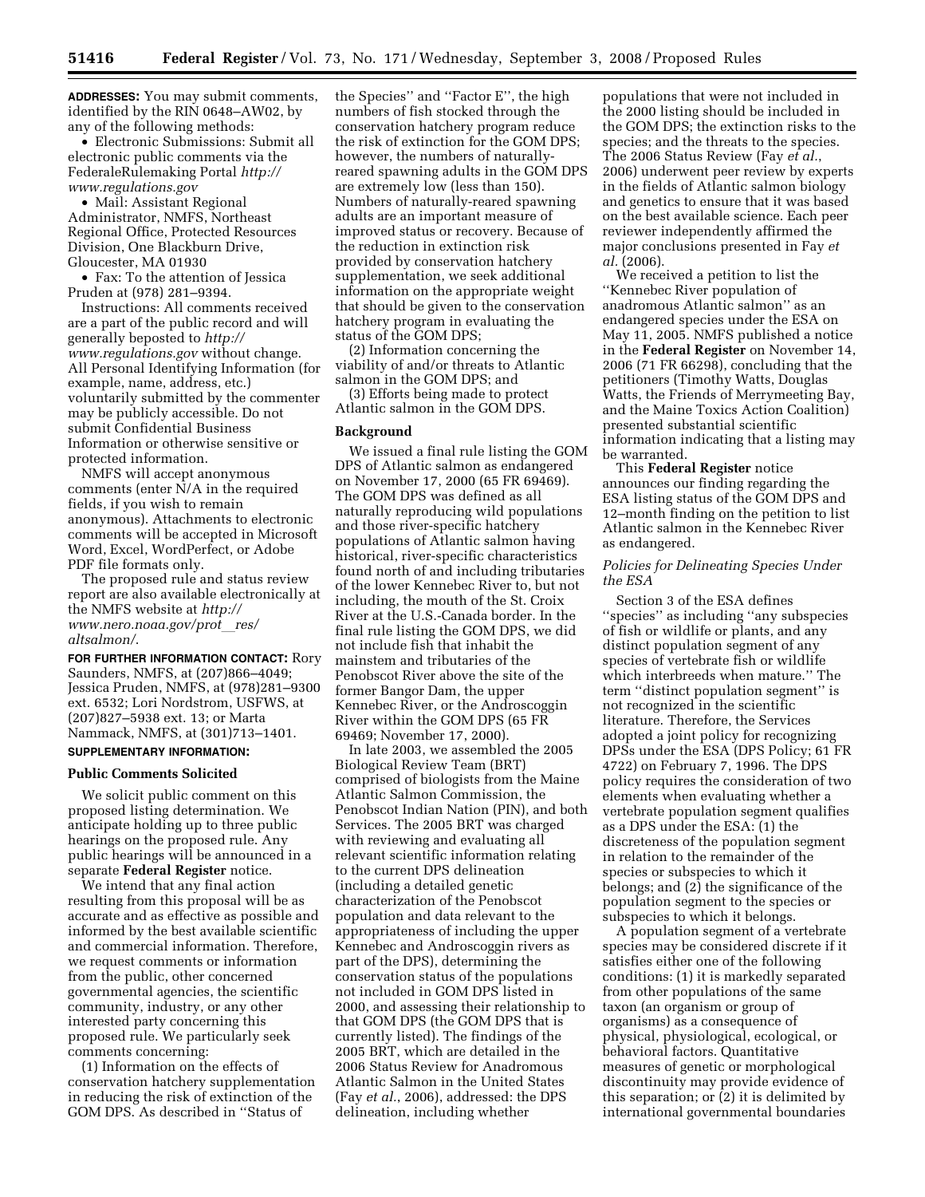**ADDRESSES:** You may submit comments, identified by the RIN 0648–AW02, by any of the following methods:

- Electronic Submissions: Submit all electronic public comments via the FederaleRulemaking Portal *http://www.regulations.gov*
- Mail: Assistant Regional Administrator, NMFS, Northeast Regional Office, Protected Resources Division, One Blackburn Drive, Gloucester, MA 01930
- Fax: To the attention of Jessica Pruden at (978) 281–9394.

Instructions: All comments received are a part of the public record and will generally beposted to *http://www.regulations.gov* without change. All Personal Identifying Information (for example, name, address, etc.) voluntarily submitted by the commenter may be publicly accessible. Do not submit Confidential Business Information or otherwise sensitive or protected information.

NMFS will accept anonymous comments (enter N/A in the required fields, if you wish to remain anonymous). Attachments to electronic comments will be accepted in Microsoft Word, Excel, WordPerfect, or Adobe PDF file formats only.

The proposed rule and status review report are also available electronically at the NMFS website at *http://www.nero.noaa.gov/prot_res/altsalmon/*.

**FOR FURTHER INFORMATION CONTACT:** Rory Saunders, NMFS, at (207)866–4049; Jessica Pruden, NMFS, at (978)281–9300 ext. 6532; Lori Nordstrom, USFWS, at (207)827–5938 ext. 13; or Marta Nammack, NMFS, at (301)713–1401.

**SUPPLEMENTARY INFORMATION:**

## Public Comments Solicited

We solicit public comment on this proposed listing determination. We anticipate holding up to three public hearings on the proposed rule. Any public hearings will be announced in a separate **Federal Register** notice.

We intend that any final action resulting from this proposal will be as accurate and as effective as possible and informed by the best available scientific and commercial information. Therefore, we request comments or information from the public, other concerned governmental agencies, the scientific community, industry, or any other interested party concerning this proposed rule. We particularly seek comments concerning:

(1) Information on the effects of conservation hatchery supplementation in reducing the risk of extinction of the GOM DPS. As described in ''Status of the Species'' and ''Factor E'', the high numbers of fish stocked through the conservation hatchery program reduce the risk of extinction for the GOM DPS; however, the numbers of naturally-reared spawning adults in the GOM DPS are extremely low (less than 150). Numbers of naturally-reared spawning adults are an important measure of improved status or recovery. Because of the reduction in extinction risk provided by conservation hatchery supplementation, we seek additional information on the appropriate weight that should be given to the conservation hatchery program in evaluating the status of the GOM DPS;

(2) Information concerning the viability of and/or threats to Atlantic salmon in the GOM DPS; and

(3) Efforts being made to protect Atlantic salmon in the GOM DPS.

## Background

We issued a final rule listing the GOM DPS of Atlantic salmon as endangered on November 17, 2000 (65 FR 69469). The GOM DPS was defined as all naturally reproducing wild populations and those river-specific hatchery populations of Atlantic salmon having historical, river-specific characteristics found north of and including tributaries of the lower Kennebec River to, but not including, the mouth of the St. Croix River at the U.S.-Canada border. In the final rule listing the GOM DPS, we did not include fish that inhabit the mainstem and tributaries of the Penobscot River above the site of the former Bangor Dam, the upper Kennebec River, or the Androscoggin River within the GOM DPS (65 FR 69469; November 17, 2000).

In late 2003, we assembled the 2005 Biological Review Team (BRT) comprised of biologists from the Maine Atlantic Salmon Commission, the Penobscot Indian Nation (PIN), and both Services. The 2005 BRT was charged with reviewing and evaluating all relevant scientific information relating to the current DPS delineation (including a detailed genetic characterization of the Penobscot population and data relevant to the appropriateness of including the upper Kennebec and Androscoggin rivers as part of the DPS), determining the conservation status of the populations not included in GOM DPS listed in 2000, and assessing their relationship to that GOM DPS (the GOM DPS that is currently listed). The findings of the 2005 BRT, which are detailed in the 2006 Status Review for Anadromous Atlantic Salmon in the United States (Fay *et al.*, 2006), addressed: the DPS delineation, including whether populations that were not included in the 2000 listing should be included in the GOM DPS; the extinction risks to the species; and the threats to the species. The 2006 Status Review (Fay *et al.*, 2006) underwent peer review by experts in the fields of Atlantic salmon biology and genetics to ensure that it was based on the best available science. Each peer reviewer independently affirmed the major conclusions presented in Fay *et al.* (2006).

We received a petition to list the ''Kennebec River population of anadromous Atlantic salmon'' as an endangered species under the ESA on May 11, 2005. NMFS published a notice in the **Federal Register** on November 14, 2006 (71 FR 66298), concluding that the petitioners (Timothy Watts, Douglas Watts, the Friends of Merrymeeting Bay, and the Maine Toxics Action Coalition) presented substantial scientific information indicating that a listing may be warranted.

This **Federal Register** notice announces our finding regarding the ESA listing status of the GOM DPS and 12–month finding on the petition to list Atlantic salmon in the Kennebec River as endangered.

### *Policies for Delineating Species Under the ESA*

Section 3 of the ESA defines ''species'' as including ''any subspecies of fish or wildlife or plants, and any distinct population segment of any species of vertebrate fish or wildlife which interbreeds when mature.'' The term ''distinct population segment'' is not recognized in the scientific literature. Therefore, the Services adopted a joint policy for recognizing DPSs under the ESA (DPS Policy; 61 FR 4722) on February 7, 1996. The DPS policy requires the consideration of two elements when evaluating whether a vertebrate population segment qualifies as a DPS under the ESA: (1) the discreteness of the population segment in relation to the remainder of the species or subspecies to which it belongs; and (2) the significance of the population segment to the species or subspecies to which it belongs.

A population segment of a vertebrate species may be considered discrete if it satisfies either one of the following conditions: (1) it is markedly separated from other populations of the same taxon (an organism or group of organisms) as a consequence of physical, physiological, ecological, or behavioral factors. Quantitative measures of genetic or morphological discontinuity may provide evidence of this separation; or (2) it is delimited by international governmental boundaries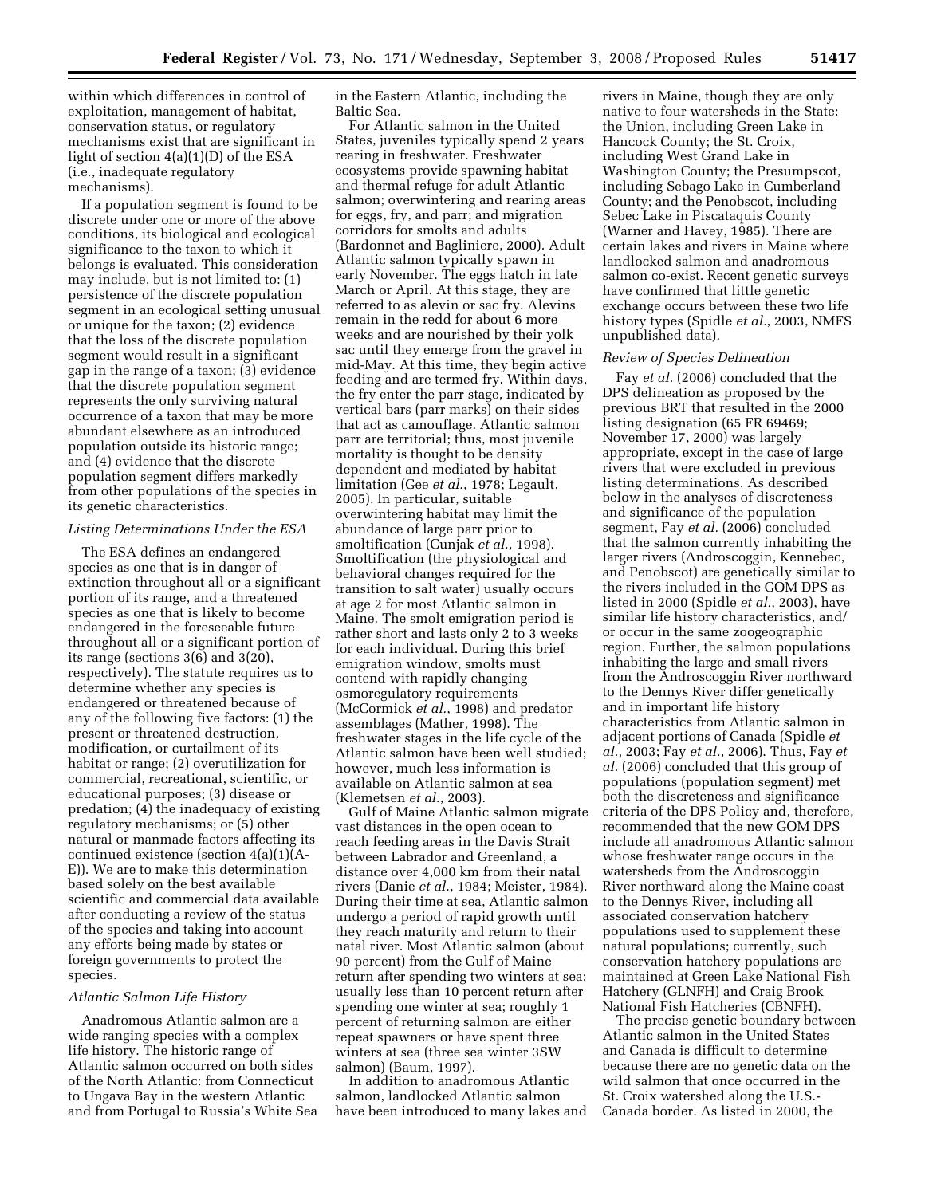within which differences in control of exploitation, management of habitat, conservation status, or regulatory mechanisms exist that are significant in light of section 4(a)(1)(D) of the ESA (i.e., inadequate regulatory mechanisms).

If a population segment is found to be discrete under one or more of the above conditions, its biological and ecological significance to the taxon to which it belongs is evaluated. This consideration may include, but is not limited to: (1) persistence of the discrete population segment in an ecological setting unusual or unique for the taxon; (2) evidence that the loss of the discrete population segment would result in a significant gap in the range of a taxon; (3) evidence that the discrete population segment represents the only surviving natural occurrence of a taxon that may be more abundant elsewhere as an introduced population outside its historic range; and (4) evidence that the discrete population segment differs markedly from other populations of the species in its genetic characteristics.

*Listing Determinations Under the ESA*

The ESA defines an endangered species as one that is in danger of extinction throughout all or a significant portion of its range, and a threatened species as one that is likely to become endangered in the foreseeable future throughout all or a significant portion of its range (sections 3(6) and 3(20), respectively). The statute requires us to determine whether any species is endangered or threatened because of any of the following five factors: (1) the present or threatened destruction, modification, or curtailment of its habitat or range; (2) overutilization for commercial, recreational, scientific, or educational purposes; (3) disease or predation; (4) the inadequacy of existing regulatory mechanisms; or (5) other natural or manmade factors affecting its continued existence (section 4(a)(1)(A-E)). We are to make this determination based solely on the best available scientific and commercial data available after conducting a review of the status of the species and taking into account any efforts being made by states or foreign governments to protect the species.

*Atlantic Salmon Life History*

Anadromous Atlantic salmon are a wide ranging species with a complex life history. The historic range of Atlantic salmon occurred on both sides of the North Atlantic: from Connecticut to Ungava Bay in the western Atlantic and from Portugal to Russia's White Sea in the Eastern Atlantic, including the Baltic Sea.

For Atlantic salmon in the United States, juveniles typically spend 2 years rearing in freshwater. Freshwater ecosystems provide spawning habitat and thermal refuge for adult Atlantic salmon; overwintering and rearing areas for eggs, fry, and parr; and migration corridors for smolts and adults (Bardonnet and Bagliniere, 2000). Adult Atlantic salmon typically spawn in early November. The eggs hatch in late March or April. At this stage, they are referred to as alevin or sac fry. Alevins remain in the redd for about 6 more weeks and are nourished by their yolk sac until they emerge from the gravel in mid-May. At this time, they begin active feeding and are termed fry. Within days, the fry enter the parr stage, indicated by vertical bars (parr marks) on their sides that act as camouflage. Atlantic salmon parr are territorial; thus, most juvenile mortality is thought to be density dependent and mediated by habitat limitation (Gee *et al.*, 1978; Legault, 2005). In particular, suitable overwintering habitat may limit the abundance of large parr prior to smoltification (Cunjak *et al.*, 1998). Smoltification (the physiological and behavioral changes required for the transition to salt water) usually occurs at age 2 for most Atlantic salmon in Maine. The smolt emigration period is rather short and lasts only 2 to 3 weeks for each individual. During this brief emigration window, smolts must contend with rapidly changing osmoregulatory requirements (McCormick *et al.*, 1998) and predator assemblages (Mather, 1998). The freshwater stages in the life cycle of the Atlantic salmon have been well studied; however, much less information is available on Atlantic salmon at sea (Klemetsen *et al.*, 2003).

Gulf of Maine Atlantic salmon migrate vast distances in the open ocean to reach feeding areas in the Davis Strait between Labrador and Greenland, a distance over 4,000 km from their natal rivers (Danie *et al.*, 1984; Meister, 1984). During their time at sea, Atlantic salmon undergo a period of rapid growth until they reach maturity and return to their natal river. Most Atlantic salmon (about 90 percent) from the Gulf of Maine return after spending two winters at sea; usually less than 10 percent return after spending one winter at sea; roughly 1 percent of returning salmon are either repeat spawners or have spent three winters at sea (three sea winter 3SW salmon) (Baum, 1997).

In addition to anadromous Atlantic salmon, landlocked Atlantic salmon have been introduced to many lakes and rivers in Maine, though they are only native to four watersheds in the State: the Union, including Green Lake in Hancock County; the St. Croix, including West Grand Lake in Washington County; the Presumpscot, including Sebago Lake in Cumberland County; and the Penobscot, including Sebec Lake in Piscataquis County (Warner and Havey, 1985). There are certain lakes and rivers in Maine where landlocked salmon and anadromous salmon co-exist. Recent genetic surveys have confirmed that little genetic exchange occurs between these two life history types (Spidle *et al.*, 2003, NMFS unpublished data).

*Review of Species Delineation*

Fay *et al.* (2006) concluded that the DPS delineation as proposed by the previous BRT that resulted in the 2000 listing designation (65 FR 69469; November 17, 2000) was largely appropriate, except in the case of large rivers that were excluded in previous listing determinations. As described below in the analyses of discreteness and significance of the population segment, Fay *et al.* (2006) concluded that the salmon currently inhabiting the larger rivers (Androscoggin, Kennebec, and Penobscot) are genetically similar to the rivers included in the GOM DPS as listed in 2000 (Spidle *et al.*, 2003), have similar life history characteristics, and/or occur in the same zoogeographic region. Further, the salmon populations inhabiting the large and small rivers from the Androscoggin River northward to the Dennys River differ genetically and in important life history characteristics from Atlantic salmon in adjacent portions of Canada (Spidle *et al.*, 2003; Fay *et al.*, 2006). Thus, Fay *et al.* (2006) concluded that this group of populations (population segment) met both the discreteness and significance criteria of the DPS Policy and, therefore, recommended that the new GOM DPS include all anadromous Atlantic salmon whose freshwater range occurs in the watersheds from the Androscoggin River northward along the Maine coast to the Dennys River, including all associated conservation hatchery populations used to supplement these natural populations; currently, such conservation hatchery populations are maintained at Green Lake National Fish Hatchery (GLNFH) and Craig Brook National Fish Hatcheries (CBNFH).

The precise genetic boundary between Atlantic salmon in the United States and Canada is difficult to determine because there are no genetic data on the wild salmon that once occurred in the St. Croix watershed along the U.S.-Canada border. As listed in 2000, the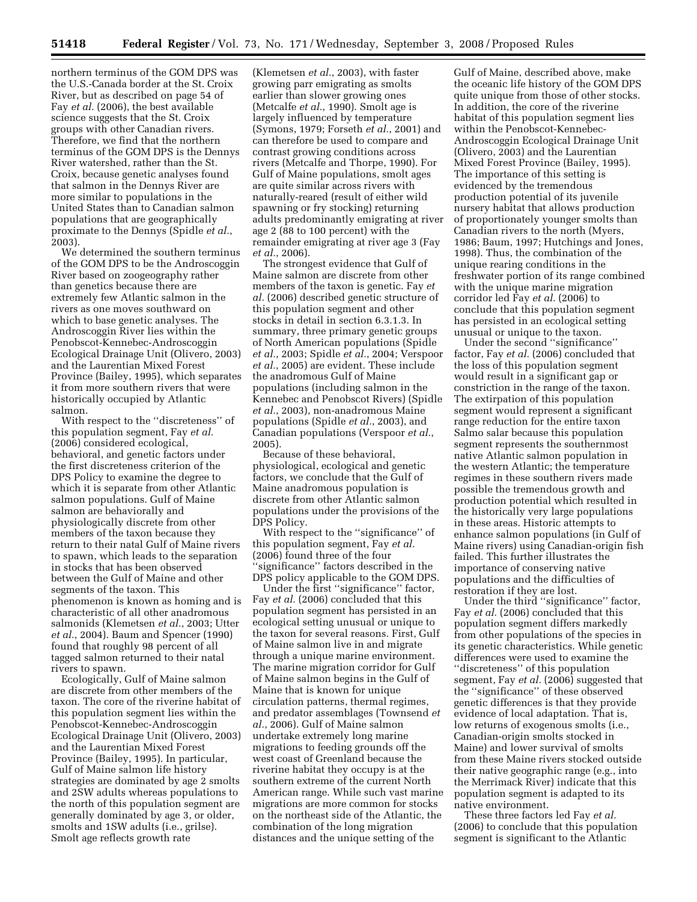northern terminus of the GOM DPS was the U.S.-Canada border at the St. Croix River, but as described on page 54 of Fay *et al.* (2006), the best available science suggests that the St. Croix groups with other Canadian rivers. Therefore, we find that the northern terminus of the GOM DPS is the Dennys River watershed, rather than the St. Croix, because genetic analyses found that salmon in the Dennys River are more similar to populations in the United States than to Canadian salmon populations that are geographically proximate to the Dennys (Spidle *et al.*, 2003).

We determined the southern terminus of the GOM DPS to be the Androscoggin River based on zoogeography rather than genetics because there are extremely few Atlantic salmon in the rivers as one moves southward on which to base genetic analyses. The Androscoggin River lies within the Penobscot-Kennebec-Androscoggin Ecological Drainage Unit (Olivero, 2003) and the Laurentian Mixed Forest Province (Bailey, 1995), which separates it from more southern rivers that were historically occupied by Atlantic salmon.

With respect to the ''discreteness'' of this population segment, Fay *et al.* (2006) considered ecological, behavioral, and genetic factors under the first discreteness criterion of the DPS Policy to examine the degree to which it is separate from other Atlantic salmon populations. Gulf of Maine salmon are behaviorally and physiologically discrete from other members of the taxon because they return to their natal Gulf of Maine rivers to spawn, which leads to the separation in stocks that has been observed between the Gulf of Maine and other segments of the taxon. This phenomenon is known as homing and is characteristic of all other anadromous salmonids (Klemetsen *et al.*, 2003; Utter *et al.*, 2004). Baum and Spencer (1990) found that roughly 98 percent of all tagged salmon returned to their natal rivers to spawn.

Ecologically, Gulf of Maine salmon are discrete from other members of the taxon. The core of the riverine habitat of this population segment lies within the Penobscot-Kennebec-Androscoggin Ecological Drainage Unit (Olivero, 2003) and the Laurentian Mixed Forest Province (Bailey, 1995). In particular, Gulf of Maine salmon life history strategies are dominated by age 2 smolts and 2SW adults whereas populations to the north of this population segment are generally dominated by age 3, or older, smolts and 1SW adults (i.e., grilse). Smolt age reflects growth rate (Klemetsen *et al.*, 2003), with faster growing parr emigrating as smolts earlier than slower growing ones (Metcalfe *et al.*, 1990). Smolt age is largely influenced by temperature (Symons, 1979; Forseth *et al.*, 2001) and can therefore be used to compare and contrast growing conditions across rivers (Metcalfe and Thorpe, 1990). For Gulf of Maine populations, smolt ages are quite similar across rivers with naturally-reared (result of either wild spawning or fry stocking) returning adults predominantly emigrating at river age 2 (88 to 100 percent) with the remainder emigrating at river age 3 (Fay *et al.*, 2006).

The strongest evidence that Gulf of Maine salmon are discrete from other members of the taxon is genetic. Fay *et al.* (2006) described genetic structure of this population segment and other stocks in detail in section 6.3.1.3. In summary, three primary genetic groups of North American populations (Spidle *et al.*, 2003; Spidle *et al.*, 2004; Verspoor *et al.*, 2005) are evident. These include the anadromous Gulf of Maine populations (including salmon in the Kennebec and Penobscot Rivers) (Spidle *et al.*, 2003), non-anadromous Maine populations (Spidle *et al.*, 2003), and Canadian populations (Verspoor *et al.*, 2005).

Because of these behavioral, physiological, ecological and genetic factors, we conclude that the Gulf of Maine anadromous population is discrete from other Atlantic salmon populations under the provisions of the DPS Policy.

With respect to the ''significance'' of this population segment, Fay *et al.* (2006) found three of the four ''significance'' factors described in the DPS policy applicable to the GOM DPS.

Under the first ''significance'' factor, Fay *et al.* (2006) concluded that this population segment has persisted in an ecological setting unusual or unique to the taxon for several reasons. First, Gulf of Maine salmon live in and migrate through a unique marine environment. The marine migration corridor for Gulf of Maine salmon begins in the Gulf of Maine that is known for unique circulation patterns, thermal regimes, and predator assemblages (Townsend *et al.*, 2006). Gulf of Maine salmon undertake extremely long marine migrations to feeding grounds off the west coast of Greenland because the riverine habitat they occupy is at the southern extreme of the current North American range. While such vast marine migrations are more common for stocks on the northeast side of the Atlantic, the combination of the long migration distances and the unique setting of the Gulf of Maine, described above, make the oceanic life history of the GOM DPS quite unique from those of other stocks. In addition, the core of the riverine habitat of this population segment lies within the Penobscot-Kennebec-Androscoggin Ecological Drainage Unit (Olivero, 2003) and the Laurentian Mixed Forest Province (Bailey, 1995). The importance of this setting is evidenced by the tremendous production potential of its juvenile nursery habitat that allows production of proportionately younger smolts than Canadian rivers to the north (Myers, 1986; Baum, 1997; Hutchings and Jones, 1998). Thus, the combination of the unique rearing conditions in the freshwater portion of its range combined with the unique marine migration corridor led Fay *et al.* (2006) to conclude that this population segment has persisted in an ecological setting unusual or unique to the taxon.

Under the second ''significance'' factor, Fay *et al.* (2006) concluded that the loss of this population segment would result in a significant gap or constriction in the range of the taxon. The extirpation of this population segment would represent a significant range reduction for the entire taxon *Salmo salar* because this population segment represents the southernmost native Atlantic salmon population in the western Atlantic; the temperature regimes in these southern rivers made possible the tremendous growth and production potential which resulted in the historically very large populations in these areas. Historic attempts to enhance salmon populations (in Gulf of Maine rivers) using Canadian-origin fish failed. This further illustrates the importance of conserving native populations and the difficulties of restoration if they are lost.

Under the third ''significance'' factor, Fay *et al.* (2006) concluded that this population segment differs markedly from other populations of the species in its genetic characteristics. While genetic differences were used to examine the ''discreteness'' of this population segment, Fay *et al.* (2006) suggested that the ''significance'' of these observed genetic differences is that they provide evidence of local adaptation. That is, low returns of exogenous smolts (i.e., Canadian-origin smolts stocked in Maine) and lower survival of smolts from these Maine rivers stocked outside their native geographic range (e.g., into the Merrimack River) indicate that this population segment is adapted to its native environment.

These three factors led Fay *et al.* (2006) to conclude that this population segment is significant to the Atlantic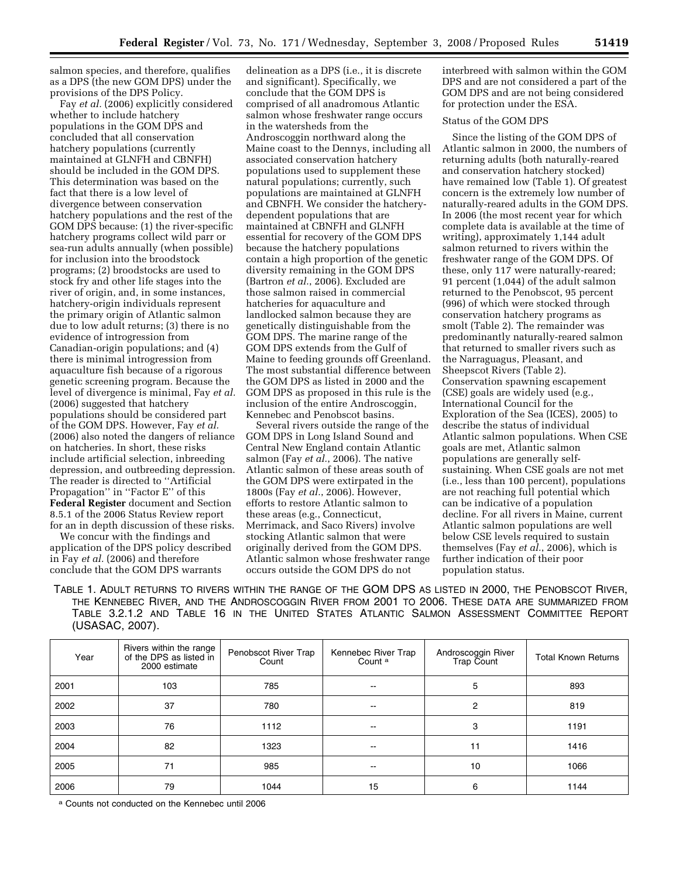salmon species, and therefore, qualifies as a DPS (the new GOM DPS) under the provisions of the DPS Policy.

Fay *et al.* (2006) explicitly considered whether to include hatchery populations in the GOM DPS and concluded that all conservation hatchery populations (currently maintained at GLNFH and CBNFH) should be included in the GOM DPS. This determination was based on the fact that there is a low level of divergence between conservation hatchery populations and the rest of the GOM DPS because: (1) the river-specific hatchery programs collect wild parr or sea-run adults annually (when possible) for inclusion into the broodstock programs; (2) broodstocks are used to stock fry and other life stages into the river of origin, and, in some instances, hatchery-origin individuals represent the primary origin of Atlantic salmon due to low adult returns; (3) there is no evidence of introgression from Canadian-origin populations; and (4) there is minimal introgression from aquaculture fish because of a rigorous genetic screening program. Because the level of divergence is minimal, Fay *et al.* (2006) suggested that hatchery populations should be considered part of the GOM DPS. However, Fay *et al.* (2006) also noted the dangers of reliance on hatcheries. In short, these risks include artificial selection, inbreeding depression, and outbreeding depression. The reader is directed to ''Artificial Propagation'' in ''Factor E'' of this **Federal Register** document and Section 8.5.1 of the 2006 Status Review report for an in depth discussion of these risks.

We concur with the findings and application of the DPS policy described in Fay *et al.* (2006) and therefore conclude that the GOM DPS warrants delineation as a DPS (i.e., it is discrete and significant). Specifically, we conclude that the GOM DPS is comprised of all anadromous Atlantic salmon whose freshwater range occurs in the watersheds from the Androscoggin northward along the Maine coast to the Dennys, including all associated conservation hatchery populations used to supplement these natural populations; currently, such populations are maintained at GLNFH and CBNFH. We consider the hatchery-dependent populations that are maintained at CBNFH and GLNFH essential for recovery of the GOM DPS because the hatchery populations contain a high proportion of the genetic diversity remaining in the GOM DPS (Bartron *et al.*, 2006). Excluded are those salmon raised in commercial hatcheries for aquaculture and landlocked salmon because they are genetically distinguishable from the GOM DPS. The marine range of the GOM DPS extends from the Gulf of Maine to feeding grounds off Greenland. The most substantial difference between the GOM DPS as listed in 2000 and the GOM DPS as proposed in this rule is the inclusion of the entire Androscoggin, Kennebec and Penobscot basins.

Several rivers outside the range of the GOM DPS in Long Island Sound and Central New England contain Atlantic salmon (Fay *et al.*, 2006). The native Atlantic salmon of these areas south of the GOM DPS were extirpated in the 1800s (Fay *et al.*, 2006). However, efforts to restore Atlantic salmon to these areas (e.g., Connecticut, Merrimack, and Saco Rivers) involve stocking Atlantic salmon that were originally derived from the GOM DPS. Atlantic salmon whose freshwater range occurs outside the GOM DPS do not interbreed with salmon within the GOM DPS and are not considered a part of the GOM DPS and are not being considered for protection under the ESA.

Status of the GOM DPS

Since the listing of the GOM DPS of Atlantic salmon in 2000, the numbers of returning adults (both naturally-reared and conservation hatchery stocked) have remained low (Table 1). Of greatest concern is the extremely low number of naturally-reared adults in the GOM DPS. In 2006 (the most recent year for which complete data is available at the time of writing), approximately 1,144 adult salmon returned to rivers within the freshwater range of the GOM DPS. Of these, only 117 were naturally-reared; 91 percent (1,044) of the adult salmon returned to the Penobscot, 95 percent (996) of which were stocked through conservation hatchery programs as smolt (Table 2). The remainder was predominantly naturally-reared salmon that returned to smaller rivers such as the Narraguagus, Pleasant, and Sheepscot Rivers (Table 2). Conservation spawning escapement (CSE) goals are widely used (e.g., International Council for the Exploration of the Sea (ICES), 2005) to describe the status of individual Atlantic salmon populations. When CSE goals are met, Atlantic salmon populations are generally self-sustaining. When CSE goals are not met (i.e., less than 100 percent), populations are not reaching full potential which can be indicative of a population decline. For all rivers in Maine, current Atlantic salmon populations are well below CSE levels required to sustain themselves (Fay *et al.*, 2006), which is further indication of their poor population status.

TABLE 1. ADULT RETURNS TO RIVERS WITHIN THE RANGE OF THE GOM DPS AS LISTED IN 2000, THE PENOBSCOT RIVER, THE KENNEBEC RIVER, AND THE ANDROSCOGGIN RIVER FROM 2001 TO 2006. THESE DATA ARE SUMMARIZED FROM TABLE 3.2.1.2 AND TABLE 16 IN THE UNITED STATES ATLANTIC SALMON ASSESSMENT COMMITTEE REPORT (USASAC, 2007).

| Year | Rivers within the range of the DPS as listed in 2000 estimate | Penobscot River Trap Count | Kennebec River Trap Count [a] | Androscoggin River Trap Count | Total Known Returns |
|---|---|---|---|---|---|
| 2001 | 103 | 785 | -- | 5 | 893 |
| 2002 | 37 | 780 | -- | 2 | 819 |
| 2003 | 76 | 1112 | -- | 3 | 1191 |
| 2004 | 82 | 1323 | -- | 11 | 1416 |
| 2005 | 71 | 985 | -- | 10 | 1066 |
| 2006 | 79 | 1044 | 15 | 6 | 1144 |

[a] Counts not conducted on the Kennebec until 2006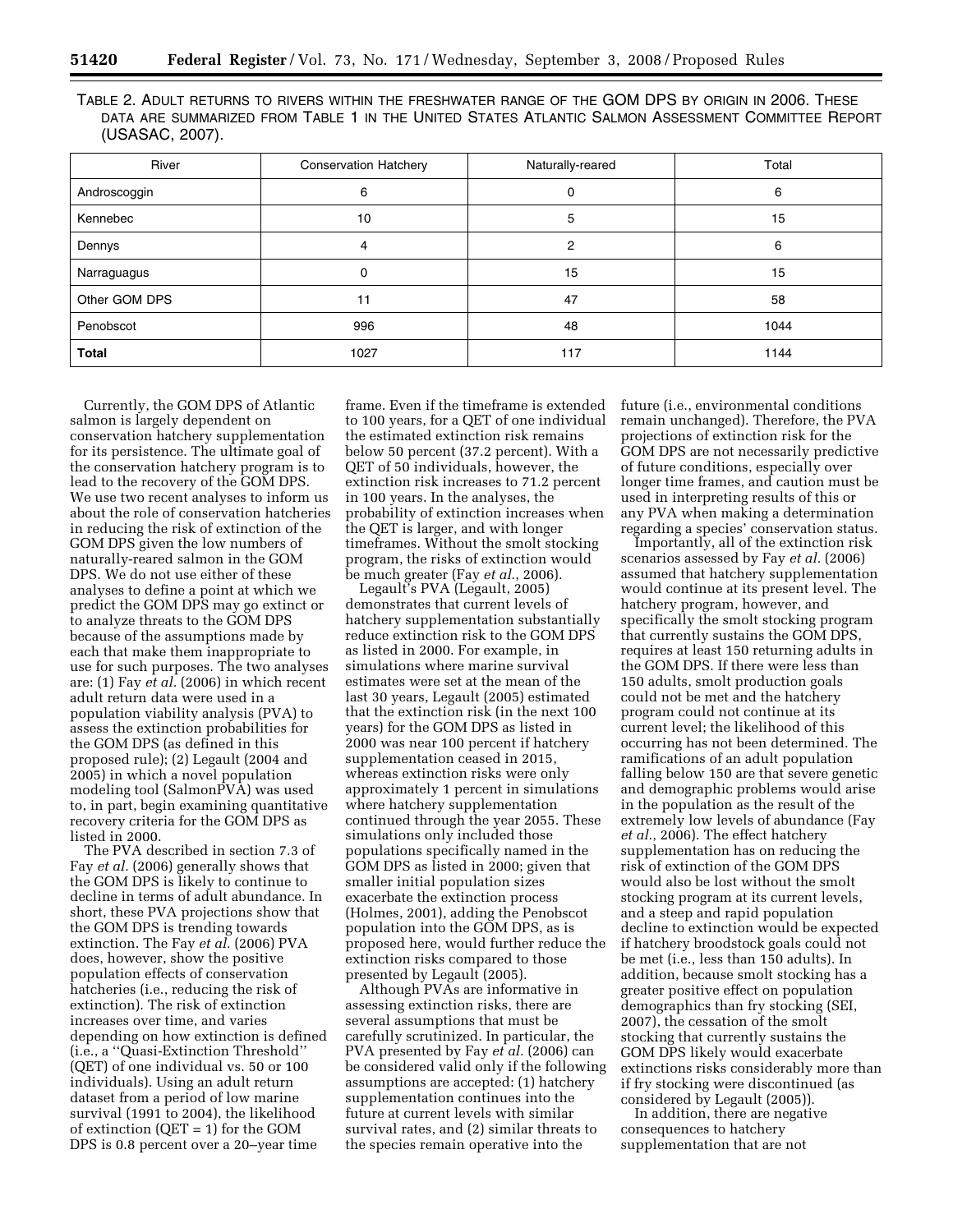TABLE 2. ADULT RETURNS TO RIVERS WITHIN THE FRESHWATER RANGE OF THE GOM DPS BY ORIGIN IN 2006. THESE DATA ARE SUMMARIZED FROM TABLE 1 IN THE UNITED STATES ATLANTIC SALMON ASSESSMENT COMMITTEE REPORT (USASAC, 2007).

| River | Conservation Hatchery | Naturally-reared | Total |
|---|---|---|---|
| Androscoggin | 6 | 0 | 6 |
| Kennebec | 10 | 5 | 15 |
| Dennys | 4 | 2 | 6 |
| Narraguagus | 0 | 15 | 15 |
| Other GOM DPS | 11 | 47 | 58 |
| Penobscot | 996 | 48 | 1044 |
| **Total** | 1027 | 117 | 1144 |

Currently, the GOM DPS of Atlantic salmon is largely dependent on conservation hatchery supplementation for its persistence. The ultimate goal of the conservation hatchery program is to lead to the recovery of the GOM DPS. We use two recent analyses to inform us about the role of conservation hatcheries in reducing the risk of extinction of the GOM DPS given the low numbers of naturally-reared salmon in the GOM DPS. We do not use either of these analyses to define a point at which we predict the GOM DPS may go extinct or to analyze threats to the GOM DPS because of the assumptions made by each that make them inappropriate to use for such purposes. The two analyses are: (1) Fay *et al.* (2006) in which recent adult return data were used in a population viability analysis (PVA) to assess the extinction probabilities for the GOM DPS (as defined in this proposed rule); (2) Legault (2004 and 2005) in which a novel population modeling tool (SalmonPVA) was used to, in part, begin examining quantitative recovery criteria for the GOM DPS as listed in 2000.

The PVA described in section 7.3 of Fay *et al.* (2006) generally shows that the GOM DPS is likely to continue to decline in terms of adult abundance. In short, these PVA projections show that the GOM DPS is trending towards extinction. The Fay *et al.* (2006) PVA does, however, show the positive population effects of conservation hatcheries (i.e., reducing the risk of extinction). The risk of extinction increases over time, and varies depending on how extinction is defined (i.e., a ''Quasi-Extinction Threshold'' (QET) of one individual vs. 50 or 100 individuals). Using an adult return dataset from a period of low marine survival (1991 to 2004), the likelihood of extinction (QET = 1) for the GOM DPS is 0.8 percent over a 20–year time frame. Even if the timeframe is extended to 100 years, for a QET of one individual the estimated extinction risk remains below 50 percent (37.2 percent). With a QET of 50 individuals, however, the extinction risk increases to 71.2 percent in 100 years. In the analyses, the probability of extinction increases when the QET is larger, and with longer timeframes. Without the smolt stocking program, the risks of extinction would be much greater (Fay *et al.*, 2006).

Legault's PVA (Legault, 2005) demonstrates that current levels of hatchery supplementation substantially reduce extinction risk to the GOM DPS as listed in 2000. For example, in simulations where marine survival estimates were set at the mean of the last 30 years, Legault (2005) estimated that the extinction risk (in the next 100 years) for the GOM DPS as listed in 2000 was near 100 percent if hatchery supplementation ceased in 2015, whereas extinction risks were only approximately 1 percent in simulations where hatchery supplementation continued through the year 2055. These simulations only included those populations specifically named in the GOM DPS as listed in 2000; given that smaller initial population sizes exacerbate the extinction process (Holmes, 2001), adding the Penobscot population into the GOM DPS, as is proposed here, would further reduce the extinction risks compared to those presented by Legault (2005).

Although PVAs are informative in assessing extinction risks, there are several assumptions that must be carefully scrutinized. In particular, the PVA presented by Fay *et al.* (2006) can be considered valid only if the following assumptions are accepted: (1) hatchery supplementation continues into the future at current levels with similar survival rates, and (2) similar threats to the species remain operative into the future (i.e., environmental conditions remain unchanged). Therefore, the PVA projections of extinction risk for the GOM DPS are not necessarily predictive of future conditions, especially over longer time frames, and caution must be used in interpreting results of this or any PVA when making a determination regarding a species' conservation status.

Importantly, all of the extinction risk scenarios assessed by Fay *et al.* (2006) assumed that hatchery supplementation would continue at its present level. The hatchery program, however, and specifically the smolt stocking program that currently sustains the GOM DPS, requires at least 150 returning adults in the GOM DPS. If there were less than 150 adults, smolt production goals could not be met and the hatchery program could not continue at its current level; the likelihood of this occurring has not been determined. The ramifications of an adult population falling below 150 are that severe genetic and demographic problems would arise in the population as the result of the extremely low levels of abundance (Fay *et al.*, 2006). The effect hatchery supplementation has on reducing the risk of extinction of the GOM DPS would also be lost without the smolt stocking program at its current levels, and a steep and rapid population decline to extinction would be expected if hatchery broodstock goals could not be met (i.e., less than 150 adults). In addition, because smolt stocking has a greater positive effect on population demographics than fry stocking (SEI, 2007), the cessation of the smolt stocking that currently sustains the GOM DPS likely would exacerbate extinctions risks considerably more than if fry stocking were discontinued (as considered by Legault (2005)).

In addition, there are negative consequences to hatchery supplementation that are not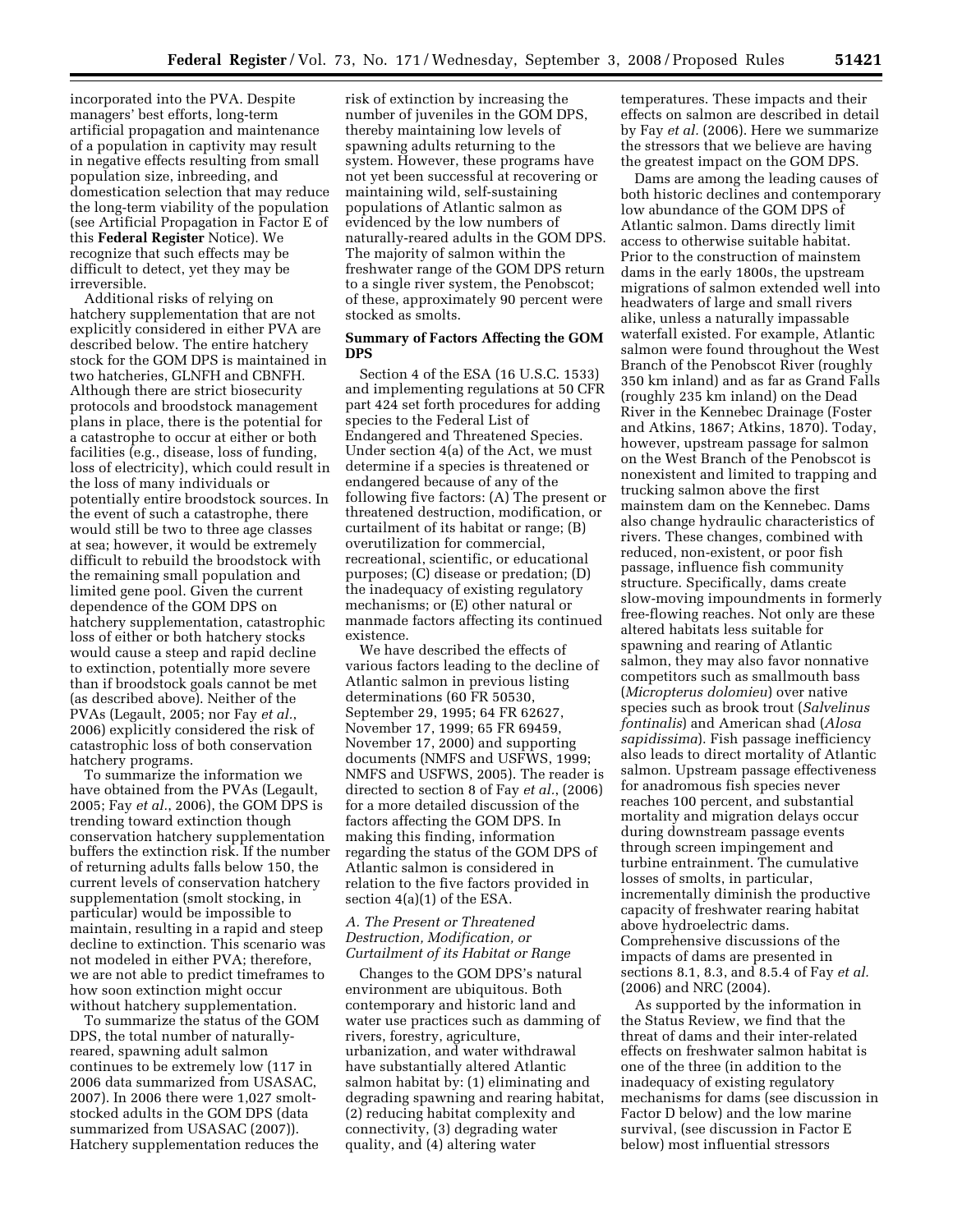incorporated into the PVA. Despite managers' best efforts, long-term artificial propagation and maintenance of a population in captivity may result in negative effects resulting from small population size, inbreeding, and domestication selection that may reduce the long-term viability of the population (see Artificial Propagation in Factor E of this **Federal Register** Notice). We recognize that such effects may be difficult to detect, yet they may be irreversible.

Additional risks of relying on hatchery supplementation that are not explicitly considered in either PVA are described below. The entire hatchery stock for the GOM DPS is maintained in two hatcheries, GLNFH and CBNFH. Although there are strict biosecurity protocols and broodstock management plans in place, there is the potential for a catastrophe to occur at either or both facilities (e.g., disease, loss of funding, loss of electricity), which could result in the loss of many individuals or potentially entire broodstock sources. In the event of such a catastrophe, there would still be two to three age classes at sea; however, it would be extremely difficult to rebuild the broodstock with the remaining small population and limited gene pool. Given the current dependence of the GOM DPS on hatchery supplementation, catastrophic loss of either or both hatchery stocks would cause a steep and rapid decline to extinction, potentially more severe than if broodstock goals cannot be met (as described above). Neither of the PVAs (Legault, 2005; nor Fay *et al.*, 2006) explicitly considered the risk of catastrophic loss of both conservation hatchery programs.

To summarize the information we have obtained from the PVAs (Legault, 2005; Fay *et al.*, 2006), the GOM DPS is trending toward extinction though conservation hatchery supplementation buffers the extinction risk. If the number of returning adults falls below 150, the current levels of conservation hatchery supplementation (smolt stocking, in particular) would be impossible to maintain, resulting in a rapid and steep decline to extinction. This scenario was not modeled in either PVA; therefore, we are not able to predict timeframes to how soon extinction might occur without hatchery supplementation.

To summarize the status of the GOM DPS, the total number of naturally-reared, spawning adult salmon continues to be extremely low (117 in 2006 data summarized from USASAC, 2007). In 2006 there were 1,027 smolt-stocked adults in the GOM DPS (data summarized from USASAC (2007)). Hatchery supplementation reduces the risk of extinction by increasing the number of juveniles in the GOM DPS, thereby maintaining low levels of spawning adults returning to the system. However, these programs have not yet been successful at recovering or maintaining wild, self-sustaining populations of Atlantic salmon as evidenced by the low numbers of naturally-reared adults in the GOM DPS. The majority of salmon within the freshwater range of the GOM DPS return to a single river system, the Penobscot; of these, approximately 90 percent were stocked as smolts.

## Summary of Factors Affecting the GOM DPS

Section 4 of the ESA (16 U.S.C. 1533) and implementing regulations at 50 CFR part 424 set forth procedures for adding species to the Federal List of Endangered and Threatened Species. Under section 4(a) of the Act, we must determine if a species is threatened or endangered because of any of the following five factors: (A) The present or threatened destruction, modification, or curtailment of its habitat or range; (B) overutilization for commercial, recreational, scientific, or educational purposes; (C) disease or predation; (D) the inadequacy of existing regulatory mechanisms; or (E) other natural or manmade factors affecting its continued existence.

We have described the effects of various factors leading to the decline of Atlantic salmon in previous listing determinations (60 FR 50530, September 29, 1995; 64 FR 62627, November 17, 1999; 65 FR 69459, November 17, 2000) and supporting documents (NMFS and USFWS, 1999; NMFS and USFWS, 2005). The reader is directed to section 8 of Fay *et al.*, (2006) for a more detailed discussion of the factors affecting the GOM DPS. In making this finding, information regarding the status of the GOM DPS of Atlantic salmon is considered in relation to the five factors provided in section 4(a)(1) of the ESA.

### *A. The Present or Threatened Destruction, Modification, or Curtailment of its Habitat or Range*

Changes to the GOM DPS's natural environment are ubiquitous. Both contemporary and historic land and water use practices such as damming of rivers, forestry, agriculture, urbanization, and water withdrawal have substantially altered Atlantic salmon habitat by: (1) eliminating and degrading spawning and rearing habitat, (2) reducing habitat complexity and connectivity, (3) degrading water quality, and (4) altering water temperatures. These impacts and their effects on salmon are described in detail by Fay *et al.* (2006). Here we summarize the stressors that we believe are having the greatest impact on the GOM DPS.

Dams are among the leading causes of both historic declines and contemporary low abundance of the GOM DPS of Atlantic salmon. Dams directly limit access to otherwise suitable habitat. Prior to the construction of mainstem dams in the early 1800s, the upstream migrations of salmon extended well into headwaters of large and small rivers alike, unless a naturally impassable waterfall existed. For example, Atlantic salmon were found throughout the West Branch of the Penobscot River (roughly 350 km inland) and as far as Grand Falls (roughly 235 km inland) on the Dead River in the Kennebec Drainage (Foster and Atkins, 1867; Atkins, 1870). Today, however, upstream passage for salmon on the West Branch of the Penobscot is nonexistent and limited to trapping and trucking salmon above the first mainstem dam on the Kennebec. Dams also change hydraulic characteristics of rivers. These changes, combined with reduced, non-existent, or poor fish passage, influence fish community structure. Specifically, dams create slow-moving impoundments in formerly free-flowing reaches. Not only are these altered habitats less suitable for spawning and rearing of Atlantic salmon, they may also favor nonnative competitors such as smallmouth bass (*Micropterus dolomieu*) over native species such as brook trout (*Salvelinus fontinalis*) and American shad (*Alosa sapidissima*). Fish passage inefficiency also leads to direct mortality of Atlantic salmon. Upstream passage effectiveness for anadromous fish species never reaches 100 percent, and substantial mortality and migration delays occur during downstream passage events through screen impingement and turbine entrainment. The cumulative losses of smolts, in particular, incrementally diminish the productive capacity of freshwater rearing habitat above hydroelectric dams. Comprehensive discussions of the impacts of dams are presented in sections 8.1, 8.3, and 8.5.4 of Fay *et al.* (2006) and NRC (2004).

As supported by the information in the Status Review, we find that the threat of dams and their inter-related effects on freshwater salmon habitat is one of the three (in addition to the inadequacy of existing regulatory mechanisms for dams (see discussion in Factor D below) and the low marine survival, (see discussion in Factor E below) most influential stressors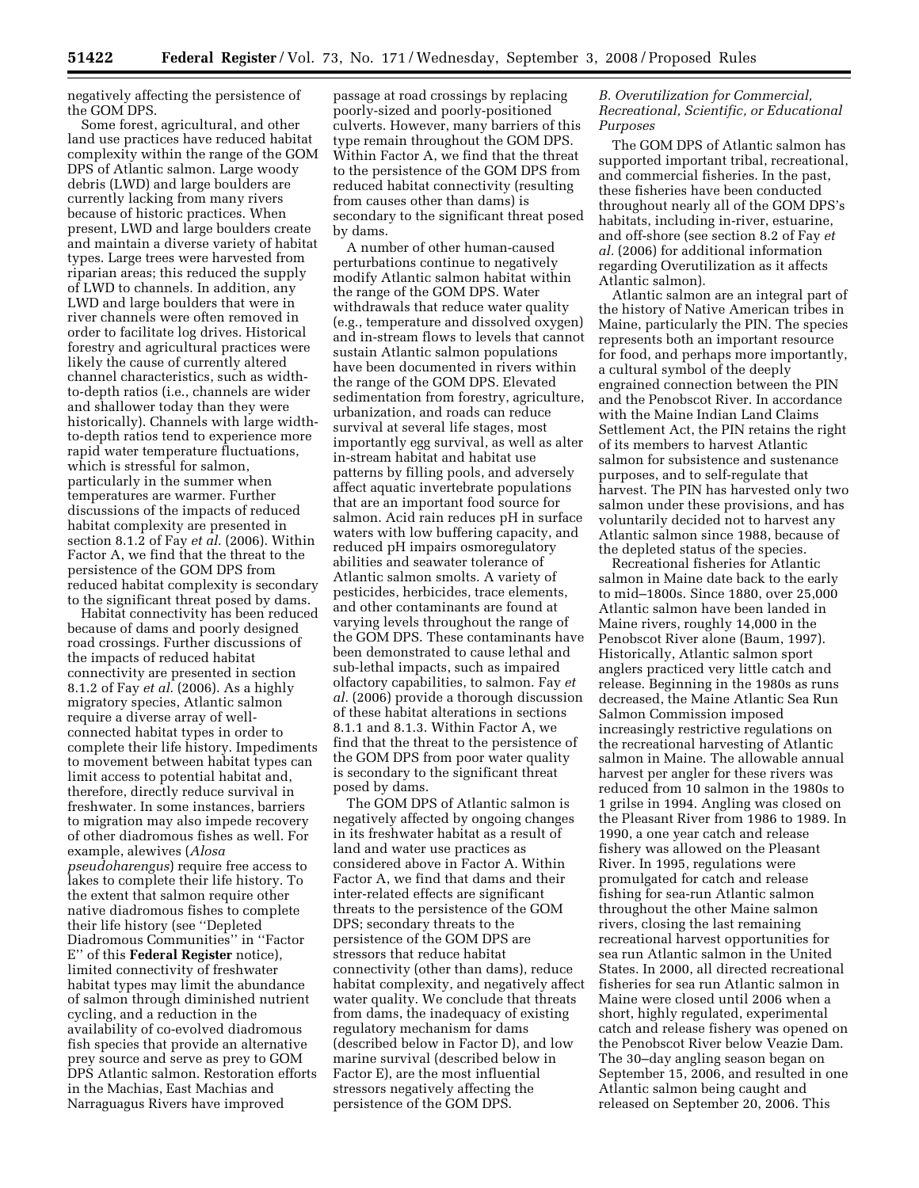negatively affecting the persistence of the GOM DPS.

Some forest, agricultural, and other land use practices have reduced habitat complexity within the range of the GOM DPS of Atlantic salmon. Large woody debris (LWD) and large boulders are currently lacking from many rivers because of historic practices. When present, LWD and large boulders create and maintain a diverse variety of habitat types. Large trees were harvested from riparian areas; this reduced the supply of LWD to channels. In addition, any LWD and large boulders that were in river channels were often removed in order to facilitate log drives. Historical forestry and agricultural practices were likely the cause of currently altered channel characteristics, such as width-to-depth ratios (i.e., channels are wider and shallower today than they were historically). Channels with large width-to-depth ratios tend to experience more rapid water temperature fluctuations, which is stressful for salmon, particularly in the summer when temperatures are warmer. Further discussions of the impacts of reduced habitat complexity are presented in section 8.1.2 of Fay *et al.* (2006). Within Factor A, we find that the threat to the persistence of the GOM DPS from reduced habitat complexity is secondary to the significant threat posed by dams.

Habitat connectivity has been reduced because of dams and poorly designed road crossings. Further discussions of the impacts of reduced habitat connectivity are presented in section 8.1.2 of Fay *et al.* (2006). As a highly migratory species, Atlantic salmon require a diverse array of well-connected habitat types in order to complete their life history. Impediments to movement between habitat types can limit access to potential habitat and, therefore, directly reduce survival in freshwater. In some instances, barriers to migration may also impede recovery of other diadromous fishes as well. For example, alewives (*Alosa pseudoharengus*) require free access to lakes to complete their life history. To the extent that salmon require other native diadromous fishes to complete their life history (see ''Depleted Diadromous Communities'' in ''Factor E'' of this **Federal Register** notice), limited connectivity of freshwater habitat types may limit the abundance of salmon through diminished nutrient cycling, and a reduction in the availability of co-evolved diadromous fish species that provide an alternative prey source and serve as prey to GOM DPS Atlantic salmon. Restoration efforts in the Machias, East Machias and Narraguagus Rivers have improved passage at road crossings by replacing poorly-sized and poorly-positioned culverts. However, many barriers of this type remain throughout the GOM DPS. Within Factor A, we find that the threat to the persistence of the GOM DPS from reduced habitat connectivity (resulting from causes other than dams) is secondary to the significant threat posed by dams.

A number of other human-caused perturbations continue to negatively modify Atlantic salmon habitat within the range of the GOM DPS. Water withdrawals that reduce water quality (e.g., temperature and dissolved oxygen) and in-stream flows to levels that cannot sustain Atlantic salmon populations have been documented in rivers within the range of the GOM DPS. Elevated sedimentation from forestry, agriculture, urbanization, and roads can reduce survival at several life stages, most importantly egg survival, as well as alter in-stream habitat and habitat use patterns by filling pools, and adversely affect aquatic invertebrate populations that are an important food source for salmon. Acid rain reduces pH in surface waters with low buffering capacity, and reduced pH impairs osmoregulatory abilities and seawater tolerance of Atlantic salmon smolts. A variety of pesticides, herbicides, trace elements, and other contaminants are found at varying levels throughout the range of the GOM DPS. These contaminants have been demonstrated to cause lethal and sub-lethal impacts, such as impaired olfactory capabilities, to salmon. Fay *et al.* (2006) provide a thorough discussion of these habitat alterations in sections 8.1.1 and 8.1.3. Within Factor A, we find that the threat to the persistence of the GOM DPS from poor water quality is secondary to the significant threat posed by dams.

The GOM DPS of Atlantic salmon is negatively affected by ongoing changes in its freshwater habitat as a result of land and water use practices as considered above in Factor A. Within Factor A, we find that dams and their inter-related effects are significant threats to the persistence of the GOM DPS; secondary threats to the persistence of the GOM DPS are stressors that reduce habitat connectivity (other than dams), reduce habitat complexity, and negatively affect water quality. We conclude that threats from dams, the inadequacy of existing regulatory mechanism for dams (described below in Factor D), and low marine survival (described below in Factor E), are the most influential stressors negatively affecting the persistence of the GOM DPS.

### *B. Overutilization for Commercial, Recreational, Scientific, or Educational Purposes*

The GOM DPS of Atlantic salmon has supported important tribal, recreational, and commercial fisheries. In the past, these fisheries have been conducted throughout nearly all of the GOM DPS's habitats, including in-river, estuarine, and off-shore (see section 8.2 of Fay *et al.* (2006) for additional information regarding Overutilization as it affects Atlantic salmon).

Atlantic salmon are an integral part of the history of Native American tribes in Maine, particularly the PIN. The species represents both an important resource for food, and perhaps more importantly, a cultural symbol of the deeply engrained connection between the PIN and the Penobscot River. In accordance with the Maine Indian Land Claims Settlement Act, the PIN retains the right of its members to harvest Atlantic salmon for subsistence and sustenance purposes, and to self-regulate that harvest. The PIN has harvested only two salmon under these provisions, and has voluntarily decided not to harvest any Atlantic salmon since 1988, because of the depleted status of the species.

Recreational fisheries for Atlantic salmon in Maine date back to the early to mid–1800s. Since 1880, over 25,000 Atlantic salmon have been landed in Maine rivers, roughly 14,000 in the Penobscot River alone (Baum, 1997). Historically, Atlantic salmon sport anglers practiced very little catch and release. Beginning in the 1980s as runs decreased, the Maine Atlantic Sea Run Salmon Commission imposed increasingly restrictive regulations on the recreational harvesting of Atlantic salmon in Maine. The allowable annual harvest per angler for these rivers was reduced from 10 salmon in the 1980s to 1 grilse in 1994. Angling was closed on the Pleasant River from 1986 to 1989. In 1990, a one year catch and release fishery was allowed on the Pleasant River. In 1995, regulations were promulgated for catch and release fishing for sea-run Atlantic salmon throughout the other Maine salmon rivers, closing the last remaining recreational harvest opportunities for sea run Atlantic salmon in the United States. In 2000, all directed recreational fisheries for sea run Atlantic salmon in Maine were closed until 2006 when a short, highly regulated, experimental catch and release fishery was opened on the Penobscot River below Veazie Dam. The 30–day angling season began on September 15, 2006, and resulted in one Atlantic salmon being caught and released on September 20, 2006. This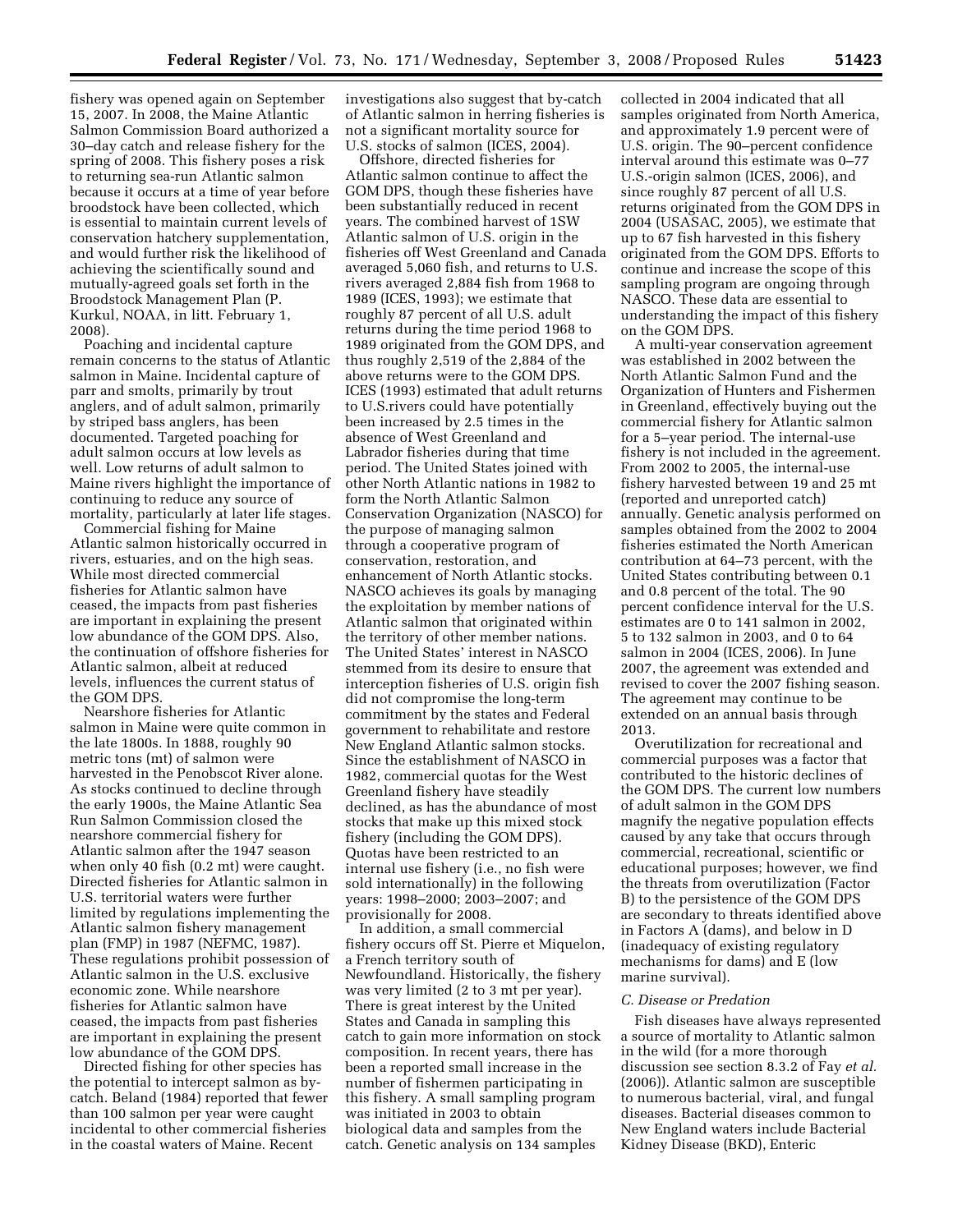fishery was opened again on September 15, 2007. In 2008, the Maine Atlantic Salmon Commission Board authorized a 30–day catch and release fishery for the spring of 2008. This fishery poses a risk to returning sea-run Atlantic salmon because it occurs at a time of year before broodstock have been collected, which is essential to maintain current levels of conservation hatchery supplementation, and would further risk the likelihood of achieving the scientifically sound and mutually-agreed goals set forth in the Broodstock Management Plan (P. Kurkul, NOAA, in litt. February 1, 2008).

Poaching and incidental capture remain concerns to the status of Atlantic salmon in Maine. Incidental capture of parr and smolts, primarily by trout anglers, and of adult salmon, primarily by striped bass anglers, has been documented. Targeted poaching for adult salmon occurs at low levels as well. Low returns of adult salmon to Maine rivers highlight the importance of continuing to reduce any source of mortality, particularly at later life stages.

Commercial fishing for Maine Atlantic salmon historically occurred in rivers, estuaries, and on the high seas. While most directed commercial fisheries for Atlantic salmon have ceased, the impacts from past fisheries are important in explaining the present low abundance of the GOM DPS. Also, the continuation of offshore fisheries for Atlantic salmon, albeit at reduced levels, influences the current status of the GOM DPS.

Nearshore fisheries for Atlantic salmon in Maine were quite common in the late 1800s. In 1888, roughly 90 metric tons (mt) of salmon were harvested in the Penobscot River alone. As stocks continued to decline through the early 1900s, the Maine Atlantic Sea Run Salmon Commission closed the nearshore commercial fishery for Atlantic salmon after the 1947 season when only 40 fish (0.2 mt) were caught. Directed fisheries for Atlantic salmon in U.S. territorial waters were further limited by regulations implementing the Atlantic salmon fishery management plan (FMP) in 1987 (NEFMC, 1987). These regulations prohibit possession of Atlantic salmon in the U.S. exclusive economic zone. While nearshore fisheries for Atlantic salmon have ceased, the impacts from past fisheries are important in explaining the present low abundance of the GOM DPS.

Directed fishing for other species has the potential to intercept salmon as by-catch. Beland (1984) reported that fewer than 100 salmon per year were caught incidental to other commercial fisheries in the coastal waters of Maine. Recent investigations also suggest that by-catch of Atlantic salmon in herring fisheries is not a significant mortality source for U.S. stocks of salmon (ICES, 2004).

Offshore, directed fisheries for Atlantic salmon continue to affect the GOM DPS, though these fisheries have been substantially reduced in recent years. The combined harvest of 1SW Atlantic salmon of U.S. origin in the fisheries off West Greenland and Canada averaged 5,060 fish, and returns to U.S. rivers averaged 2,884 fish from 1968 to 1989 (ICES, 1993); we estimate that roughly 87 percent of all U.S. adult returns during the time period 1968 to 1989 originated from the GOM DPS, and thus roughly 2,519 of the 2,884 of the above returns were to the GOM DPS. ICES (1993) estimated that adult returns to U.S.rivers could have potentially been increased by 2.5 times in the absence of West Greenland and Labrador fisheries during that time period. The United States joined with other North Atlantic nations in 1982 to form the North Atlantic Salmon Conservation Organization (NASCO) for the purpose of managing salmon through a cooperative program of conservation, restoration, and enhancement of North Atlantic stocks. NASCO achieves its goals by managing the exploitation by member nations of Atlantic salmon that originated within the territory of other member nations. The United States' interest in NASCO stemmed from its desire to ensure that interception fisheries of U.S. origin fish did not compromise the long-term commitment by the states and Federal government to rehabilitate and restore New England Atlantic salmon stocks. Since the establishment of NASCO in 1982, commercial quotas for the West Greenland fishery have steadily declined, as has the abundance of most stocks that make up this mixed stock fishery (including the GOM DPS). Quotas have been restricted to an internal use fishery (i.e., no fish were sold internationally) in the following years: 1998–2000; 2003–2007; and provisionally for 2008.

In addition, a small commercial fishery occurs off St. Pierre et Miquelon, a French territory south of Newfoundland. Historically, the fishery was very limited (2 to 3 mt per year). There is great interest by the United States and Canada in sampling this catch to gain more information on stock composition. In recent years, there has been a reported small increase in the number of fishermen participating in this fishery. A small sampling program was initiated in 2003 to obtain biological data and samples from the catch. Genetic analysis on 134 samples collected in 2004 indicated that all samples originated from North America, and approximately 1.9 percent were of U.S. origin. The 90–percent confidence interval around this estimate was 0–77 U.S.-origin salmon (ICES, 2006), and since roughly 87 percent of all U.S. returns originated from the GOM DPS in 2004 (USASAC, 2005), we estimate that up to 67 fish harvested in this fishery originated from the GOM DPS. Efforts to continue and increase the scope of this sampling program are ongoing through NASCO. These data are essential to understanding the impact of this fishery on the GOM DPS.

A multi-year conservation agreement was established in 2002 between the North Atlantic Salmon Fund and the Organization of Hunters and Fishermen in Greenland, effectively buying out the commercial fishery for Atlantic salmon for a 5–year period. The internal-use fishery is not included in the agreement. From 2002 to 2005, the internal-use fishery harvested between 19 and 25 mt (reported and unreported catch) annually. Genetic analysis performed on samples obtained from the 2002 to 2004 fisheries estimated the North American contribution at 64–73 percent, with the United States contributing between 0.1 and 0.8 percent of the total. The 90 percent confidence interval for the U.S. estimates are 0 to 141 salmon in 2002, 5 to 132 salmon in 2003, and 0 to 64 salmon in 2004 (ICES, 2006). In June 2007, the agreement was extended and revised to cover the 2007 fishing season. The agreement may continue to be extended on an annual basis through 2013.

Overutilization for recreational and commercial purposes was a factor that contributed to the historic declines of the GOM DPS. The current low numbers of adult salmon in the GOM DPS magnify the negative population effects caused by any take that occurs through commercial, recreational, scientific or educational purposes; however, we find the threats from overutilization (Factor B) to the persistence of the GOM DPS are secondary to threats identified above in Factors A (dams), and below in D (inadequacy of existing regulatory mechanisms for dams) and E (low marine survival).

### *C. Disease or Predation*

Fish diseases have always represented a source of mortality to Atlantic salmon in the wild (for a more thorough discussion see section 8.3.2 of Fay *et al.* (2006)). Atlantic salmon are susceptible to numerous bacterial, viral, and fungal diseases. Bacterial diseases common to New England waters include Bacterial Kidney Disease (BKD), Enteric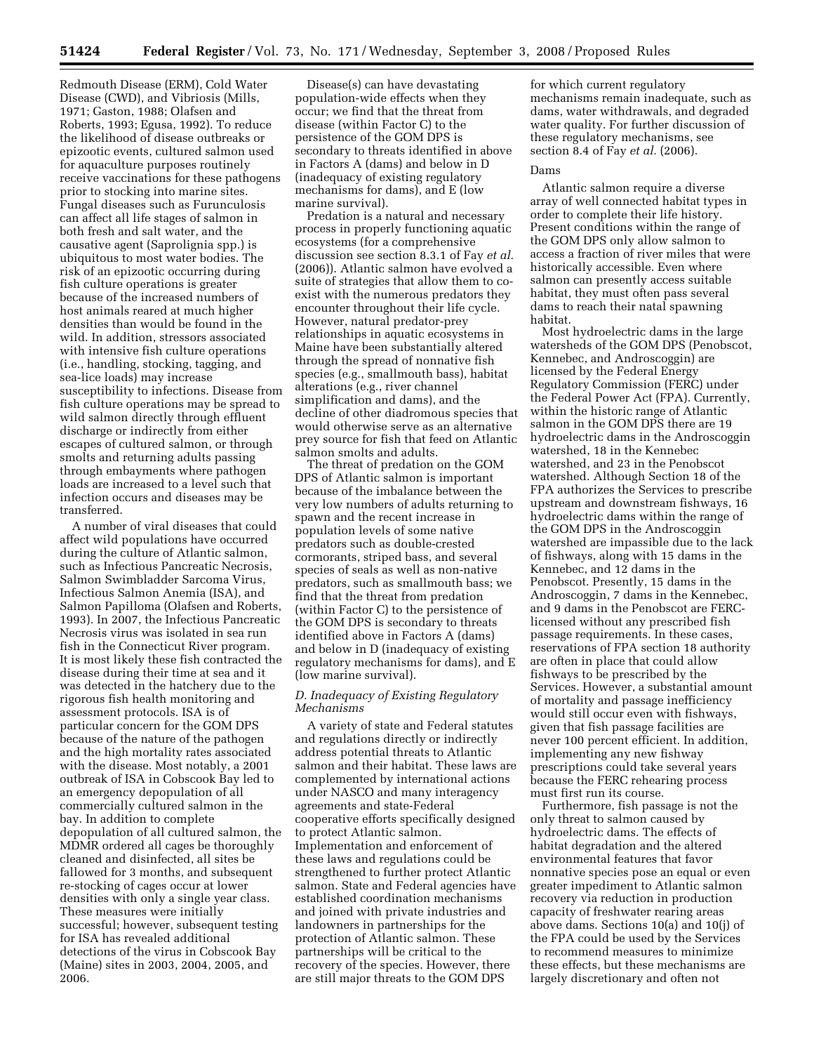Redmouth Disease (ERM), Cold Water Disease (CWD), and Vibriosis (Mills, 1971; Gaston, 1988; Olafsen and Roberts, 1993; Egusa, 1992). To reduce the likelihood of disease outbreaks or epizootic events, cultured salmon used for aquaculture purposes routinely receive vaccinations for these pathogens prior to stocking into marine sites. Fungal diseases such as Furunculosis can affect all life stages of salmon in both fresh and salt water, and the causative agent (Saproligna spp.) is ubiquitous to most water bodies. The risk of an epizootic occurring during fish culture operations is greater because of the increased numbers of host animals reared at much higher densities than would be found in the wild. In addition, stressors associated with intensive fish culture operations (i.e., handling, stocking, tagging, and sea-lice loads) may increase susceptibility to infections. Disease from fish culture operations may be spread to wild salmon directly through effluent discharge or indirectly from either escapes of cultured salmon, or through smolts and returning adults passing through embayments where pathogen loads are increased to a level such that infection occurs and diseases may be transferred.

A number of viral diseases that could affect wild populations have occurred during the culture of Atlantic salmon, such as Infectious Pancreatic Necrosis, Salmon Swimbladder Sarcoma Virus, Infectious Salmon Anemia (ISA), and Salmon Papilloma (Olafsen and Roberts, 1993). In 2007, the Infectious Pancreatic Necrosis virus was isolated in sea run fish in the Connecticut River program. It is most likely these fish contracted the disease during their time at sea and it was detected in the hatchery due to the rigorous fish health monitoring and assessment protocols. ISA is of particular concern for the GOM DPS because of the nature of the pathogen and the high mortality rates associated with the disease. Most notably, a 2001 outbreak of ISA in Cobscook Bay led to an emergency depopulation of all commercially cultured salmon in the bay. In addition to complete depopulation of all cultured salmon, the MDMR ordered all cages be thoroughly cleaned and disinfected, all sites be fallowed for 3 months, and subsequent re-stocking of cages occur at lower densities with only a single year class. These measures were initially successful; however, subsequent testing for ISA has revealed additional detections of the virus in Cobscook Bay (Maine) sites in 2003, 2004, 2005, and 2006.

Disease(s) can have devastating population-wide effects when they occur; we find that the threat from disease (within Factor C) to the persistence of the GOM DPS is secondary to threats identified in above in Factors A (dams) and below in D (inadequacy of existing regulatory mechanisms for dams), and E (low marine survival).

Predation is a natural and necessary process in properly functioning aquatic ecosystems (for a comprehensive discussion see section 8.3.1 of Fay *et al.* (2006)). Atlantic salmon have evolved a suite of strategies that allow them to co-exist with the numerous predators they encounter throughout their life cycle. However, natural predator-prey relationships in aquatic ecosystems in Maine have been substantially altered through the spread of nonnative fish species (e.g., smallmouth bass), habitat alterations (e.g., river channel simplification and dams), and the decline of other diadromous species that would otherwise serve as an alternative prey source for fish that feed on Atlantic salmon smolts and adults.

The threat of predation on the GOM DPS of Atlantic salmon is important because of the imbalance between the very low numbers of adults returning to spawn and the recent increase in population levels of some native predators such as double-crested cormorants, striped bass, and several species of seals as well as non-native predators, such as smallmouth bass; we find that the threat from predation (within Factor C) to the persistence of the GOM DPS is secondary to threats identified above in Factors A (dams) and below in D (inadequacy of existing regulatory mechanisms for dams), and E (low marine survival).

### *D. Inadequacy of Existing Regulatory Mechanisms*

A variety of state and Federal statutes and regulations directly or indirectly address potential threats to Atlantic salmon and their habitat. These laws are complemented by international actions under NASCO and many interagency agreements and state-Federal cooperative efforts specifically designed to protect Atlantic salmon. Implementation and enforcement of these laws and regulations could be strengthened to further protect Atlantic salmon. State and Federal agencies have established coordination mechanisms and joined with private industries and landowners in partnerships for the protection of Atlantic salmon. These partnerships will be critical to the recovery of the species. However, there are still major threats to the GOM DPS for which current regulatory mechanisms remain inadequate, such as dams, water withdrawals, and degraded water quality. For further discussion of these regulatory mechanisms, see section 8.4 of Fay *et al.* (2006).

#### Dams

Atlantic salmon require a diverse array of well connected habitat types in order to complete their life history. Present conditions within the range of the GOM DPS only allow salmon to access a fraction of river miles that were historically accessible. Even where salmon can presently access suitable habitat, they must often pass several dams to reach their natal spawning habitat.

Most hydroelectric dams in the large watersheds of the GOM DPS (Penobscot, Kennebec, and Androscoggin) are licensed by the Federal Energy Regulatory Commission (FERC) under the Federal Power Act (FPA). Currently, within the historic range of Atlantic salmon in the GOM DPS there are 19 hydroelectric dams in the Androscoggin watershed, 18 in the Kennebec watershed, and 23 in the Penobscot watershed. Although Section 18 of the FPA authorizes the Services to prescribe upstream and downstream fishways, 16 hydroelectric dams within the range of the GOM DPS in the Androscoggin watershed are impassible due to the lack of fishways, along with 15 dams in the Kennebec, and 12 dams in the Penobscot. Presently, 15 dams in the Androscoggin, 7 dams in the Kennebec, and 9 dams in the Penobscot are FERC-licensed without any prescribed fish passage requirements. In these cases, reservations of FPA section 18 authority are often in place that could allow fishways to be prescribed by the Services. However, a substantial amount of mortality and passage inefficiency would still occur even with fishways, given that fish passage facilities are never 100 percent efficient. In addition, implementing any new fishway prescriptions could take several years because the FERC rehearing process must first run its course.

Furthermore, fish passage is not the only threat to salmon caused by hydroelectric dams. The effects of habitat degradation and the altered environmental features that favor nonnative species pose an equal or even greater impediment to Atlantic salmon recovery via reduction in production capacity of freshwater rearing areas above dams. Sections 10(a) and 10(j) of the FPA could be used by the Services to recommend measures to minimize these effects, but these mechanisms are largely discretionary and often not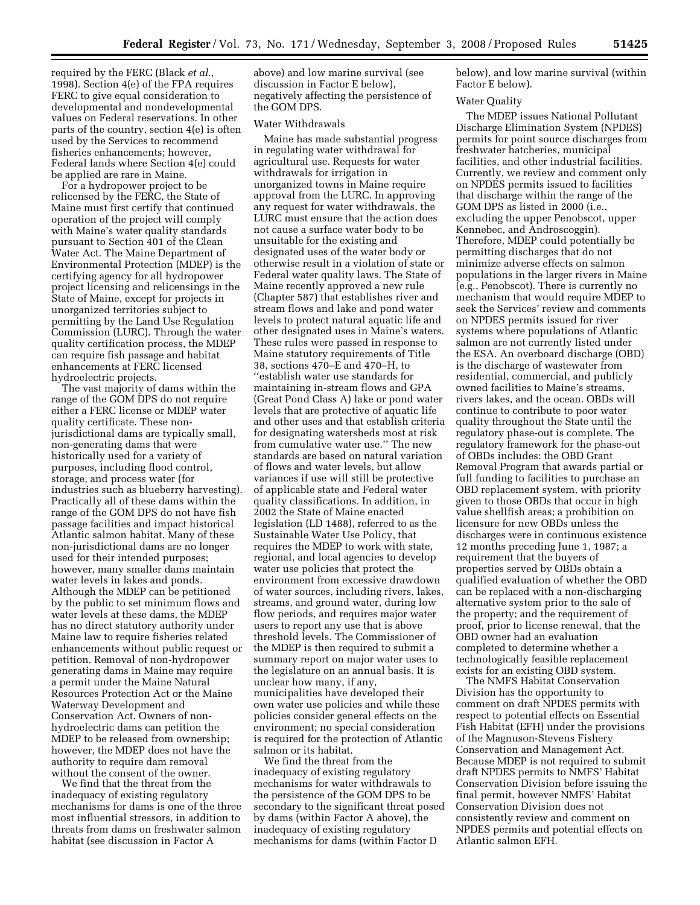required by the FERC (Black *et al.*, 1998). Section 4(e) of the FPA requires FERC to give equal consideration to developmental and nondevelopmental values on Federal reservations. In other parts of the country, section 4(e) is often used by the Services to recommend fisheries enhancements; however, Federal lands where Section 4(e) could be applied are rare in Maine.

For a hydropower project to be relicensed by the FERC, the State of Maine must first certify that continued operation of the project will comply with Maine's water quality standards pursuant to Section 401 of the Clean Water Act. The Maine Department of Environmental Protection (MDEP) is the certifying agency for all hydropower project licensing and relicensings in the State of Maine, except for projects in unorganized territories subject to permitting by the Land Use Regulation Commission (LURC). Through the water quality certification process, the MDEP can require fish passage and habitat enhancements at FERC licensed hydroelectric projects.

The vast majority of dams within the range of the GOM DPS do not require either a FERC license or MDEP water quality certificate. These non-jurisdictional dams are typically small, non-generating dams that were historically used for a variety of purposes, including flood control, storage, and process water (for industries such as blueberry harvesting). Practically all of these dams within the range of the GOM DPS do not have fish passage facilities and impact historical Atlantic salmon habitat. Many of these non-jurisdictional dams are no longer used for their intended purposes; however, many smaller dams maintain water levels in lakes and ponds. Although the MDEP can be petitioned by the public to set minimum flows and water levels at these dams, the MDEP has no direct statutory authority under Maine law to require fisheries related enhancements without public request or petition. Removal of non-hydropower generating dams in Maine may require a permit under the Maine Natural Resources Protection Act or the Maine Waterway Development and Conservation Act. Owners of non-hydroelectric dams can petition the MDEP to be released from ownership; however, the MDEP does not have the authority to require dam removal without the consent of the owner.

We find that the threat from the inadequacy of existing regulatory mechanisms for dams is one of the three most influential stressors, in addition to threats from dams on freshwater salmon habitat (see discussion in Factor A above) and low marine survival (see discussion in Factor E below), negatively affecting the persistence of the GOM DPS.

Water Withdrawals

Maine has made substantial progress in regulating water withdrawal for agricultural use. Requests for water withdrawals for irrigation in unorganized towns in Maine require approval from the LURC. In approving any request for water withdrawals, the LURC must ensure that the action does not cause a surface water body to be unsuitable for the existing and designated uses of the water body or otherwise result in a violation of state or Federal water quality laws. The State of Maine recently approved a new rule (Chapter 587) that establishes river and stream flows and lake and pond water levels to protect natural aquatic life and other designated uses in Maine's waters. These rules were passed in response to Maine statutory requirements of Title 38, sections 470–E and 470–H, to ''establish water use standards for maintaining in-stream flows and GPA (Great Pond Class A) lake or pond water levels that are protective of aquatic life and other uses and that establish criteria for designating watersheds most at risk from cumulative water use.'' The new standards are based on natural variation of flows and water levels, but allow variances if use will still be protective of applicable state and Federal water quality classifications. In addition, in 2002 the State of Maine enacted legislation (LD 1488), referred to as the Sustainable Water Use Policy, that requires the MDEP to work with state, regional, and local agencies to develop water use policies that protect the environment from excessive drawdown of water sources, including rivers, lakes, streams, and ground water, during low flow periods, and requires major water users to report any use that is above threshold levels. The Commissioner of the MDEP is then required to submit a summary report on major water uses to the legislature on an annual basis. It is unclear how many, if any, municipalities have developed their own water use policies and while these policies consider general effects on the environment; no special consideration is required for the protection of Atlantic salmon or its habitat.

We find the threat from the inadequacy of existing regulatory mechanisms for water withdrawals to the persistence of the GOM DPS to be secondary to the significant threat posed by dams (within Factor A above), the inadequacy of existing regulatory mechanisms for dams (within Factor D below), and low marine survival (within Factor E below).

Water Quality

The MDEP issues National Pollutant Discharge Elimination System (NPDES) permits for point source discharges from freshwater hatcheries, municipal facilities, and other industrial facilities. Currently, we review and comment only on NPDES permits issued to facilities that discharge within the range of the GOM DPS as listed in 2000 (i.e., excluding the upper Penobscot, upper Kennebec, and Androscoggin). Therefore, MDEP could potentially be permitting discharges that do not minimize adverse effects on salmon populations in the larger rivers in Maine (e.g., Penobscot). There is currently no mechanism that would require MDEP to seek the Services' review and comments on NPDES permits issued for river systems where populations of Atlantic salmon are not currently listed under the ESA. An overboard discharge (OBD) is the discharge of wastewater from residential, commercial, and publicly owned facilities to Maine's streams, rivers lakes, and the ocean. OBDs will continue to contribute to poor water quality throughout the State until the regulatory phase-out is complete. The regulatory framework for the phase-out of OBDs includes: the OBD Grant Removal Program that awards partial or full funding to facilities to purchase an OBD replacement system, with priority given to those OBDs that occur in high value shellfish areas; a prohibition on licensure for new OBDs unless the discharges were in continuous existence 12 months preceding June 1, 1987; a requirement that the buyers of properties served by OBDs obtain a qualified evaluation of whether the OBD can be replaced with a non-discharging alternative system prior to the sale of the property; and the requirement of proof, prior to license renewal, that the OBD owner had an evaluation completed to determine whether a technologically feasible replacement exists for an existing OBD system.

The NMFS Habitat Conservation Division has the opportunity to comment on draft NPDES permits with respect to potential effects on Essential Fish Habitat (EFH) under the provisions of the Magnuson-Stevens Fishery Conservation and Management Act. Because MDEP is not required to submit draft NPDES permits to NMFS' Habitat Conservation Division before issuing the final permit, however NMFS' Habitat Conservation Division does not consistently review and comment on NPDES permits and potential effects on Atlantic salmon EFH.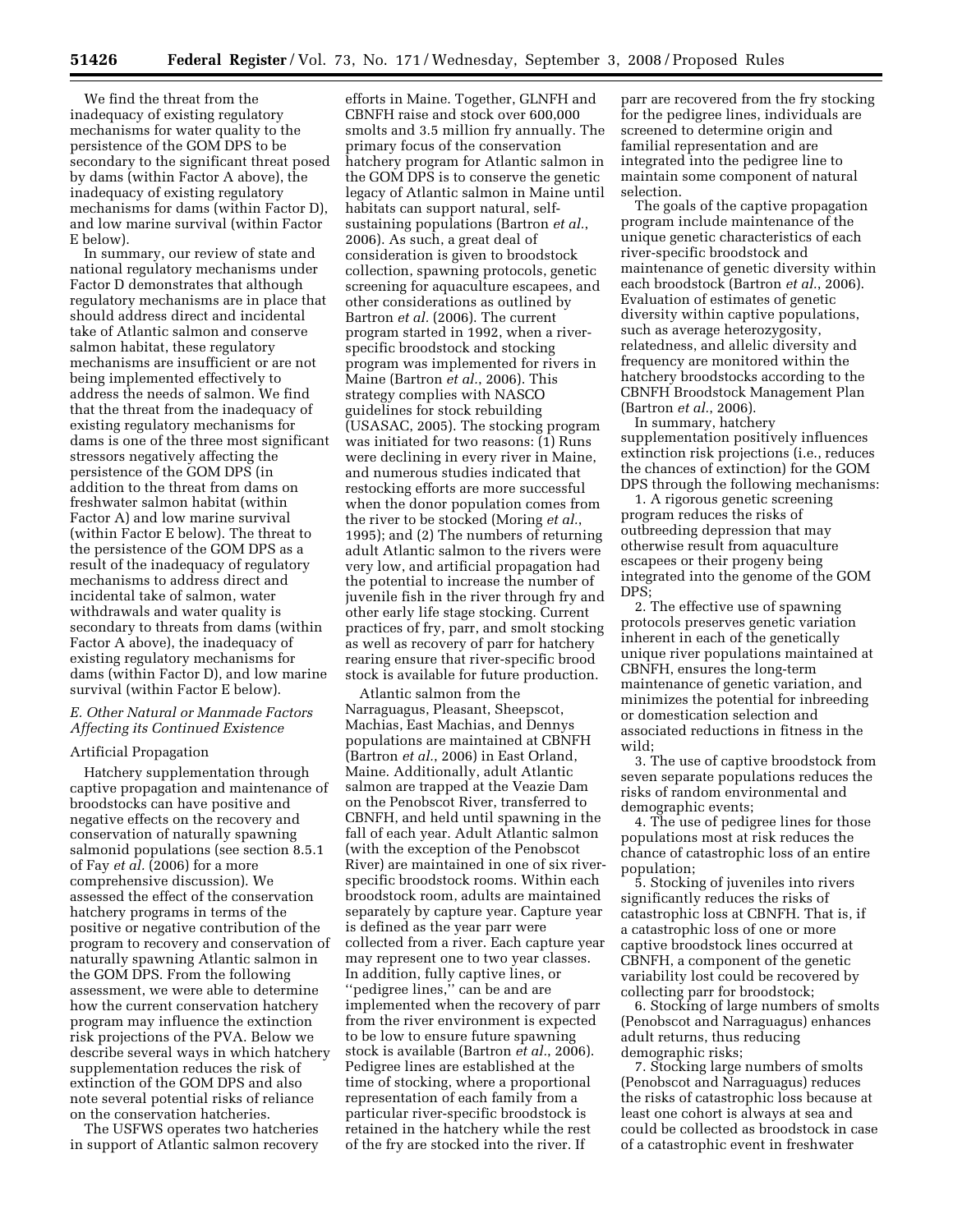We find the threat from the inadequacy of existing regulatory mechanisms for water quality to the persistence of the GOM DPS to be secondary to the significant threat posed by dams (within Factor A above), the inadequacy of existing regulatory mechanisms for dams (within Factor D), and low marine survival (within Factor E below).

In summary, our review of state and national regulatory mechanisms under Factor D demonstrates that although regulatory mechanisms are in place that should address direct and incidental take of Atlantic salmon and conserve salmon habitat, these regulatory mechanisms are insufficient or are not being implemented effectively to address the needs of salmon. We find that the threat from the inadequacy of existing regulatory mechanisms for dams is one of the three most significant stressors negatively affecting the persistence of the GOM DPS (in addition to the threat from dams on freshwater salmon habitat (within Factor A) and low marine survival (within Factor E below). The threat to the persistence of the GOM DPS as a result of the inadequacy of regulatory mechanisms to address direct and incidental take of salmon, water withdrawals and water quality is secondary to threats from dams (within Factor A above), the inadequacy of existing regulatory mechanisms for dams (within Factor D), and low marine survival (within Factor E below).

### *E. Other Natural or Manmade Factors Affecting its Continued Existence*

#### Artificial Propagation

Hatchery supplementation through captive propagation and maintenance of broodstocks can have positive and negative effects on the recovery and conservation of naturally spawning salmonid populations (see section 8.5.1 of Fay *et al.* (2006) for a more comprehensive discussion). We assessed the effect of the conservation hatchery programs in terms of the positive or negative contribution of the program to recovery and conservation of naturally spawning Atlantic salmon in the GOM DPS. From the following assessment, we were able to determine how the current conservation hatchery program may influence the extinction risk projections of the PVA. Below we describe several ways in which hatchery supplementation reduces the risk of extinction of the GOM DPS and also note several potential risks of reliance on the conservation hatcheries.

The USFWS operates two hatcheries in support of Atlantic salmon recovery efforts in Maine. Together, GLNFH and CBNFH raise and stock over 600,000 smolts and 3.5 million fry annually. The primary focus of the conservation hatchery program for Atlantic salmon in the GOM DPS is to conserve the genetic legacy of Atlantic salmon in Maine until habitats can support natural, self-sustaining populations (Bartron *et al.*, 2006). As such, a great deal of consideration is given to broodstock collection, spawning protocols, genetic screening for aquaculture escapees, and other considerations as outlined by Bartron *et al.* (2006). The current program started in 1992, when a river-specific broodstock and stocking program was implemented for rivers in Maine (Bartron *et al.*, 2006). This strategy complies with NASCO guidelines for stock rebuilding (USASAC, 2005). The stocking program was initiated for two reasons: (1) Runs were declining in every river in Maine, and numerous studies indicated that restocking efforts are more successful when the donor population comes from the river to be stocked (Moring *et al.*, 1995); and (2) The numbers of returning adult Atlantic salmon to the rivers were very low, and artificial propagation had the potential to increase the number of juvenile fish in the river through fry and other early life stage stocking. Current practices of fry, parr, and smolt stocking as well as recovery of parr for hatchery rearing ensure that river-specific brood stock is available for future production.

Atlantic salmon from the Narraguagus, Pleasant, Sheepscot, Machias, East Machias, and Dennys populations are maintained at CBNFH (Bartron *et al.*, 2006) in East Orland, Maine. Additionally, adult Atlantic salmon are trapped at the Veazie Dam on the Penobscot River, transferred to CBNFH, and held until spawning in the fall of each year. Adult Atlantic salmon (with the exception of the Penobscot River) are maintained in one of six river-specific broodstock rooms. Within each broodstock room, adults are maintained separately by capture year. Capture year is defined as the year parr were collected from a river. Each capture year may represent one to two year classes. In addition, fully captive lines, or ''pedigree lines,'' can be and are implemented when the recovery of parr from the river environment is expected to be low to ensure future spawning stock is available (Bartron *et al.*, 2006). Pedigree lines are established at the time of stocking, where a proportional representation of each family from a particular river-specific broodstock is retained in the hatchery while the rest of the fry are stocked into the river. If parr are recovered from the fry stocking for the pedigree lines, individuals are screened to determine origin and familial representation and are integrated into the pedigree line to maintain some component of natural selection.

The goals of the captive propagation program include maintenance of the unique genetic characteristics of each river-specific broodstock and maintenance of genetic diversity within each broodstock (Bartron *et al.*, 2006). Evaluation of estimates of genetic diversity within captive populations, such as average heterozygosity, relatedness, and allelic diversity and frequency are monitored within the hatchery broodstocks according to the CBNFH Broodstock Management Plan (Bartron *et al.*, 2006).

In summary, hatchery supplementation positively influences extinction risk projections (i.e., reduces the chances of extinction) for the GOM DPS through the following mechanisms:

1. A rigorous genetic screening program reduces the risks of outbreeding depression that may otherwise result from aquaculture escapees or their progeny being integrated into the genome of the GOM DPS;
2. The effective use of spawning protocols preserves genetic variation inherent in each of the genetically unique river populations maintained at CBNFH, ensures the long-term maintenance of genetic variation, and minimizes the potential for inbreeding or domestication selection and associated reductions in fitness in the wild;
3. The use of captive broodstock from seven separate populations reduces the risks of random environmental and demographic events;
4. The use of pedigree lines for those populations most at risk reduces the chance of catastrophic loss of an entire population;
5. Stocking of juveniles into rivers significantly reduces the risks of catastrophic loss at CBNFH. That is, if a catastrophic loss of one or more captive broodstock lines occurred at CBNFH, a component of the genetic variability lost could be recovered by collecting parr for broodstock;
6. Stocking of large numbers of smolts (Penobscot and Narraguagus) enhances adult returns, thus reducing demographic risks;
7. Stocking large numbers of smolts (Penobscot and Narraguagus) reduces the risks of catastrophic loss because at least one cohort is always at sea and could be collected as broodstock in case of a catastrophic event in freshwater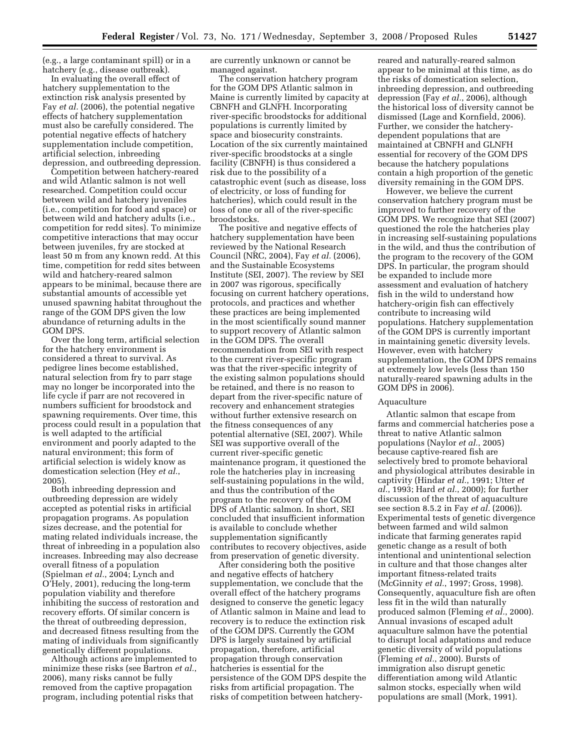(e.g., a large contaminant spill) or in a hatchery (e.g., disease outbreak).

In evaluating the overall effect of hatchery supplementation to the extinction risk analysis presented by Fay *et al.* (2006), the potential negative effects of hatchery supplementation must also be carefully considered. The potential negative effects of hatchery supplementation include competition, artificial selection, inbreeding depression, and outbreeding depression.

Competition between hatchery-reared and wild Atlantic salmon is not well researched. Competition could occur between wild and hatchery juveniles (i.e., competition for food and space) or between wild and hatchery adults (i.e., competition for redd sites). To minimize competitive interactions that may occur between juveniles, fry are stocked at least 50 m from any known redd. At this time, competition for redd sites between wild and hatchery-reared salmon appears to be minimal, because there are substantial amounts of accessible yet unused spawning habitat throughout the range of the GOM DPS given the low abundance of returning adults in the GOM DPS.

Over the long term, artificial selection for the hatchery environment is considered a threat to survival. As pedigree lines become established, natural selection from fry to parr stage may no longer be incorporated into the life cycle if parr are not recovered in numbers sufficient for broodstock and spawning requirements. Over time, this process could result in a population that is well adapted to the artificial environment and poorly adapted to the natural environment; this form of artificial selection is widely know as domestication selection (Hey *et al.*, 2005).

Both inbreeding depression and outbreeding depression are widely accepted as potential risks in artificial propagation programs. As population sizes decrease, and the potential for mating related individuals increase, the threat of inbreeding in a population also increases. Inbreeding may also decrease overall fitness of a population (Spielman *et al.*, 2004; Lynch and O'Hely, 2001), reducing the long-term population viability and therefore inhibiting the success of restoration and recovery efforts. Of similar concern is the threat of outbreeding depression, and decreased fitness resulting from the mating of individuals from significantly genetically different populations.

Although actions are implemented to minimize these risks (see Bartron *et al.*, 2006), many risks cannot be fully removed from the captive propagation program, including potential risks that are currently unknown or cannot be managed against.

The conservation hatchery program for the GOM DPS Atlantic salmon in Maine is currently limited by capacity at CBNFH and GLNFH. Incorporating river-specific broodstocks for additional populations is currently limited by space and biosecurity constraints. Location of the six currently maintained river-specific broodstocks at a single facility (CBNFH) is thus considered a risk due to the possibility of a catastrophic event (such as disease, loss of electricity, or loss of funding for hatcheries), which could result in the loss of one or all of the river-specific broodstocks.

The positive and negative effects of hatchery supplementation have been reviewed by the National Research Council (NRC, 2004), Fay *et al.* (2006), and the Sustainable Ecosystems Institute (SEI, 2007). The review by SEI in 2007 was rigorous, specifically focusing on current hatchery operations, protocols, and practices and whether these practices are being implemented in the most scientifically sound manner to support recovery of Atlantic salmon in the GOM DPS. The overall recommendation from SEI with respect to the current river-specific program was that the river-specific integrity of the existing salmon populations should be retained, and there is no reason to depart from the river-specific nature of recovery and enhancement strategies without further extensive research on the fitness consequences of any potential alternative (SEI, 2007). While SEI was supportive overall of the current river-specific genetic maintenance program, it questioned the role the hatcheries play in increasing self-sustaining populations in the wild, and thus the contribution of the program to the recovery of the GOM DPS of Atlantic salmon. In short, SEI concluded that insufficient information is available to conclude whether supplementation significantly contributes to recovery objectives, aside from preservation of genetic diversity.

After considering both the positive and negative effects of hatchery supplementation, we conclude that the overall effect of the hatchery programs designed to conserve the genetic legacy of Atlantic salmon in Maine and lead to recovery is to reduce the extinction risk of the GOM DPS. Currently the GOM DPS is largely sustained by artificial propagation, therefore, artificial propagation through conservation hatcheries is essential for the persistence of the GOM DPS despite the risks from artificial propagation. The risks of competition between hatchery-reared and naturally-reared salmon appear to be minimal at this time, as do the risks of domestication selection, inbreeding depression, and outbreeding depression (Fay *et al.*, 2006), although the historical loss of diversity cannot be dismissed (Lage and Kornfield, 2006). Further, we consider the hatchery-dependent populations that are maintained at CBNFH and GLNFH essential for recovery of the GOM DPS because the hatchery populations contain a high proportion of the genetic diversity remaining in the GOM DPS.

However, we believe the current conservation hatchery program must be improved to further recovery of the GOM DPS. We recognize that SEI (2007) questioned the role the hatcheries play in increasing self-sustaining populations in the wild, and thus the contribution of the program to the recovery of the GOM DPS. In particular, the program should be expanded to include more assessment and evaluation of hatchery fish in the wild to understand how hatchery-origin fish can effectively contribute to increasing wild populations. Hatchery supplementation of the GOM DPS is currently important in maintaining genetic diversity levels. However, even with hatchery supplementation, the GOM DPS remains at extremely low levels (less than 150 naturally-reared spawning adults in the GOM DPS in 2006).

### Aquaculture

Atlantic salmon that escape from farms and commercial hatcheries pose a threat to native Atlantic salmon populations (Naylor *et al.*, 2005) because captive-reared fish are selectively bred to promote behavioral and physiological attributes desirable in captivity (Hindar *et al.*, 1991; Utter *et al.*, 1993; Hard *et al.*, 2000); for further discussion of the threat of aquaculture see section 8.5.2 in Fay *et al.* (2006)). Experimental tests of genetic divergence between farmed and wild salmon indicate that farming generates rapid genetic change as a result of both intentional and unintentional selection in culture and that those changes alter important fitness-related traits (McGinnity *et al.*, 1997; Gross, 1998). Consequently, aquaculture fish are often less fit in the wild than naturally produced salmon (Fleming *et al.*, 2000). Annual invasions of escaped adult aquaculture salmon have the potential to disrupt local adaptations and reduce genetic diversity of wild populations (Fleming *et al.*, 2000). Bursts of immigration also disrupt genetic differentiation among wild Atlantic salmon stocks, especially when wild populations are small (Mork, 1991).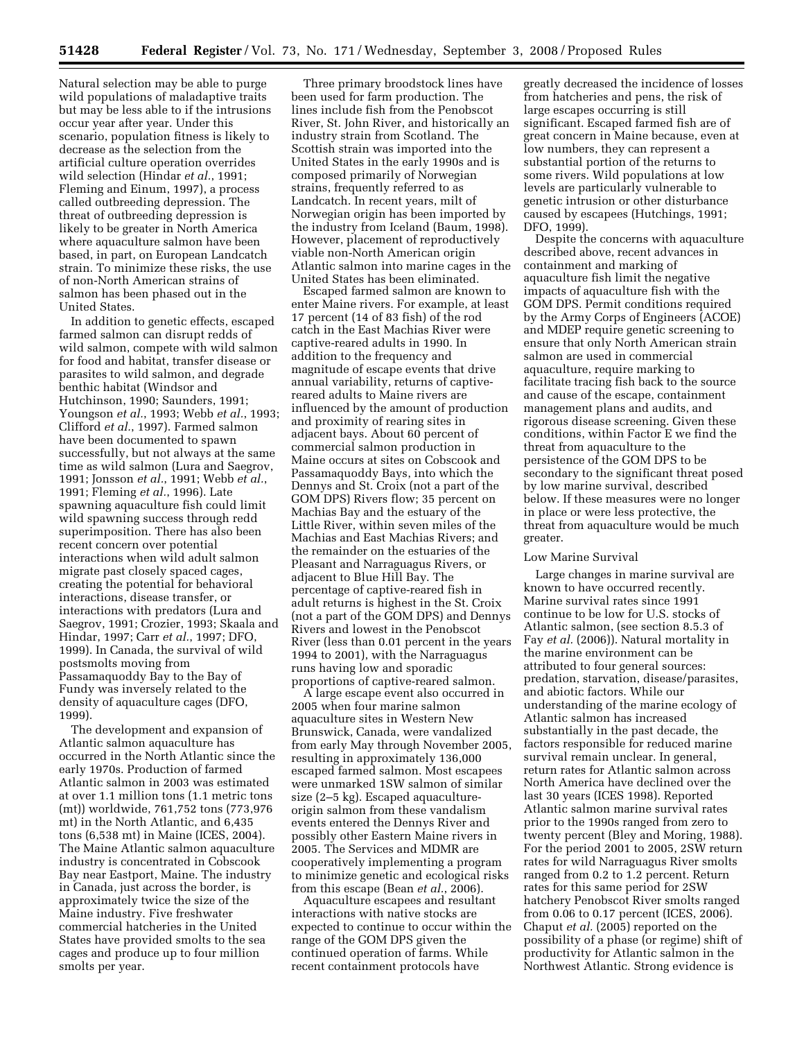Natural selection may be able to purge wild populations of maladaptive traits but may be less able to if the intrusions occur year after year. Under this scenario, population fitness is likely to decrease as the selection from the artificial culture operation overrides wild selection (Hindar *et al.*, 1991; Fleming and Einum, 1997), a process called outbreeding depression. The threat of outbreeding depression is likely to be greater in North America where aquaculture salmon have been based, in part, on European Landcatch strain. To minimize these risks, the use of non-North American strains of salmon has been phased out in the United States.

In addition to genetic effects, escaped farmed salmon can disrupt redds of wild salmon, compete with wild salmon for food and habitat, transfer disease or parasites to wild salmon, and degrade benthic habitat (Windsor and Hutchinson, 1990; Saunders, 1991; Youngson *et al.*, 1993; Webb *et al.*, 1993; Clifford *et al.*, 1997). Farmed salmon have been documented to spawn successfully, but not always at the same time as wild salmon (Lura and Saegrov, 1991; Jonsson *et al.*, 1991; Webb *et al.*, 1991; Fleming *et al.*, 1996). Late spawning aquaculture fish could limit wild spawning success through redd superimposition. There has also been recent concern over potential interactions when wild adult salmon migrate past closely spaced cages, creating the potential for behavioral interactions, disease transfer, or interactions with predators (Lura and Saegrov, 1991; Crozier, 1993; Skaala and Hindar, 1997; Carr *et al.*, 1997; DFO, 1999). In Canada, the survival of wild postsmolts moving from Passamaquoddy Bay to the Bay of Fundy was inversely related to the density of aquaculture cages (DFO, 1999).

The development and expansion of Atlantic salmon aquaculture has occurred in the North Atlantic since the early 1970s. Production of farmed Atlantic salmon in 2003 was estimated at over 1.1 million tons (1.1 metric tons (mt)) worldwide, 761,752 tons (773,976 mt) in the North Atlantic, and 6,435 tons (6,538 mt) in Maine (ICES, 2004). The Maine Atlantic salmon aquaculture industry is concentrated in Cobscook Bay near Eastport, Maine. The industry in Canada, just across the border, is approximately twice the size of the Maine industry. Five freshwater commercial hatcheries in the United States have provided smolts to the sea cages and produce up to four million smolts per year.

Three primary broodstock lines have been used for farm production. The lines include fish from the Penobscot River, St. John River, and historically an industry strain from Scotland. The Scottish strain was imported into the United States in the early 1990s and is composed primarily of Norwegian strains, frequently referred to as Landcatch. In recent years, milt of Norwegian origin has been imported by the industry from Iceland (Baum, 1998). However, placement of reproductively viable non-North American origin Atlantic salmon into marine cages in the United States has been eliminated.

Escaped farmed salmon are known to enter Maine rivers. For example, at least 17 percent (14 of 83 fish) of the rod catch in the East Machias River were captive-reared adults in 1990. In addition to the frequency and magnitude of escape events that drive annual variability, returns of captive-reared adults to Maine rivers are influenced by the amount of production and proximity of rearing sites in adjacent bays. About 60 percent of commercial salmon production in Maine occurs at sites on Cobscook and Passamaquoddy Bays, into which the Dennys and St. Croix (not a part of the GOM DPS) Rivers flow; 35 percent on Machias Bay and the estuary of the Little River, within seven miles of the Machias and East Machias Rivers; and the remainder on the estuaries of the Pleasant and Narraguagus Rivers, or adjacent to Blue Hill Bay. The percentage of captive-reared fish in adult returns is highest in the St. Croix (not a part of the GOM DPS) and Dennys Rivers and lowest in the Penobscot River (less than 0.01 percent in the years 1994 to 2001), with the Narraguagus runs having low and sporadic proportions of captive-reared salmon.

A large escape event also occurred in 2005 when four marine salmon aquaculture sites in Western New Brunswick, Canada, were vandalized from early May through November 2005, resulting in approximately 136,000 escaped farmed salmon. Most escapees were unmarked 1SW salmon of similar size (2–5 kg). Escaped aquaculture-origin salmon from these vandalism events entered the Dennys River and possibly other Eastern Maine rivers in 2005. The Services and MDMR are cooperatively implementing a program to minimize genetic and ecological risks from this escape (Bean *et al.*, 2006).

Aquaculture escapees and resultant interactions with native stocks are expected to continue to occur within the range of the GOM DPS given the continued operation of farms. While recent containment protocols have greatly decreased the incidence of losses from hatcheries and pens, the risk of large escapes occurring is still significant. Escaped farmed fish are of great concern in Maine because, even at low numbers, they can represent a substantial portion of the returns to some rivers. Wild populations at low levels are particularly vulnerable to genetic intrusion or other disturbance caused by escapees (Hutchings, 1991; DFO, 1999).

Despite the concerns with aquaculture described above, recent advances in containment and marking of aquaculture fish limit the negative impacts of aquaculture fish with the GOM DPS. Permit conditions required by the Army Corps of Engineers (ACOE) and MDEP require genetic screening to ensure that only North American strain salmon are used in commercial aquaculture, require marking to facilitate tracing fish back to the source and cause of the escape, containment management plans and audits, and rigorous disease screening. Given these conditions, within Factor E we find the threat from aquaculture to the persistence of the GOM DPS to be secondary to the significant threat posed by low marine survival, described below. If these measures were no longer in place or were less protective, the threat from aquaculture would be much greater.

Low Marine Survival

Large changes in marine survival are known to have occurred recently. Marine survival rates since 1991 continue to be low for U.S. stocks of Atlantic salmon, (see section 8.5.3 of Fay *et al.* (2006)). Natural mortality in the marine environment can be attributed to four general sources: predation, starvation, disease/parasites, and abiotic factors. While our understanding of the marine ecology of Atlantic salmon has increased substantially in the past decade, the factors responsible for reduced marine survival remain unclear. In general, return rates for Atlantic salmon across North America have declined over the last 30 years (ICES 1998). Reported Atlantic salmon marine survival rates prior to the 1990s ranged from zero to twenty percent (Bley and Moring, 1988). For the period 2001 to 2005, 2SW return rates for wild Narraguagus River smolts ranged from 0.2 to 1.2 percent. Return rates for this same period for 2SW hatchery Penobscot River smolts ranged from 0.06 to 0.17 percent (ICES, 2006). Chaput *et al.* (2005) reported on the possibility of a phase (or regime) shift of productivity for Atlantic salmon in the Northwest Atlantic. Strong evidence is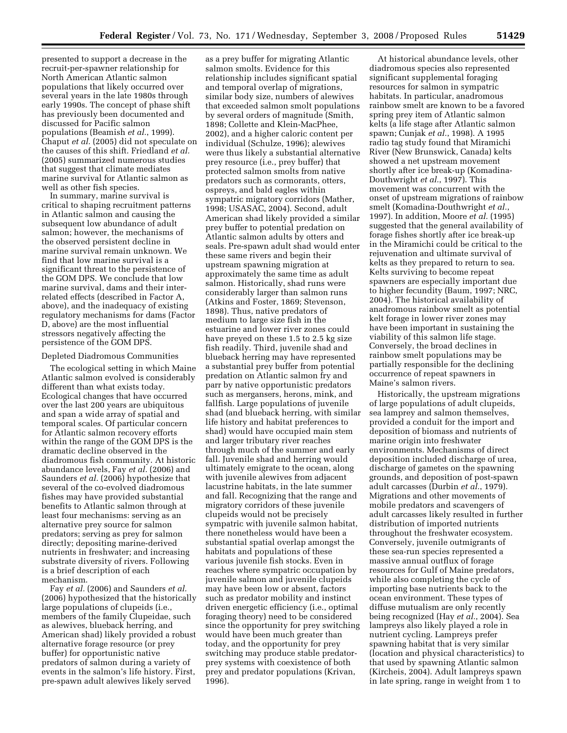presented to support a decrease in the recruit-per-spawner relationship for North American Atlantic salmon populations that likely occurred over several years in the late 1980s through early 1990s. The concept of phase shift has previously been documented and discussed for Pacific salmon populations (Beamish *et al.*, 1999). Chaput *et al.* (2005) did not speculate on the causes of this shift. Friedland *et al.* (2005) summarized numerous studies that suggest that climate mediates marine survival for Atlantic salmon as well as other fish species.

In summary, marine survival is critical to shaping recruitment patterns in Atlantic salmon and causing the subsequent low abundance of adult salmon; however, the mechanisms of the observed persistent decline in marine survival remain unknown. We find that low marine survival is a significant threat to the persistence of the GOM DPS. We conclude that low marine survival, dams and their inter-related effects (described in Factor A, above), and the inadequacy of existing regulatory mechanisms for dams (Factor D, above) are the most influential stressors negatively affecting the persistence of the GOM DPS.

Depleted Diadromous Communities

The ecological setting in which Maine Atlantic salmon evolved is considerably different than what exists today. Ecological changes that have occurred over the last 200 years are ubiquitous and span a wide array of spatial and temporal scales. Of particular concern for Atlantic salmon recovery efforts within the range of the GOM DPS is the dramatic decline observed in the diadromous fish community. At historic abundance levels, Fay *et al.* (2006) and Saunders *et al.* (2006) hypothesize that several of the co-evolved diadromous fishes may have provided substantial benefits to Atlantic salmon through at least four mechanisms: serving as an alternative prey source for salmon predators; serving as prey for salmon directly; depositing marine-derived nutrients in freshwater; and increasing substrate diversity of rivers. Following is a brief description of each mechanism.

Fay *et al.* (2006) and Saunders *et al.* (2006) hypothesized that the historically large populations of clupeids (i.e., members of the family Clupeidae, such as alewives, blueback herring, and American shad) likely provided a robust alternative forage resource (or prey buffer) for opportunistic native predators of salmon during a variety of events in the salmon's life history. First, pre-spawn adult alewives likely served as a prey buffer for migrating Atlantic salmon smolts. Evidence for this relationship includes significant spatial and temporal overlap of migrations, similar body size, numbers of alewives that exceeded salmon smolt populations by several orders of magnitude (Smith, 1898; Collette and Klein-MacPhee, 2002), and a higher caloric content per individual (Schulze, 1996); alewives were thus likely a substantial alternative prey resource (i.e., prey buffer) that protected salmon smolts from native predators such as cormorants, otters, ospreys, and bald eagles within sympatric migratory corridors (Mather, 1998; USASAC, 2004). Second, adult American shad likely provided a similar prey buffer to potential predation on Atlantic salmon adults by otters and seals. Pre-spawn adult shad would enter these same rivers and begin their upstream spawning migration at approximately the same time as adult salmon. Historically, shad runs were considerably larger than salmon runs (Atkins and Foster, 1869; Stevenson, 1898). Thus, native predators of medium to large size fish in the estuarine and lower river zones could have preyed on these 1.5 to 2.5 kg size fish readily. Third, juvenile shad and blueback herring may have represented a substantial prey buffer from potential predation on Atlantic salmon fry and parr by native opportunistic predators such as mergansers, herons, mink, and fallfish. Large populations of juvenile shad (and blueback herring, with similar life history and habitat preferences to shad) would have occupied main stem and larger tributary river reaches through much of the summer and early fall. Juvenile shad and herring would ultimately emigrate to the ocean, along with juvenile alewives from adjacent lacustrine habitats, in the late summer and fall. Recognizing that the range and migratory corridors of these juvenile clupeids would not be precisely sympatric with juvenile salmon habitat, there nonetheless would have been a substantial spatial overlap amongst the habitats and populations of these various juvenile fish stocks. Even in reaches where sympatric occupation by juvenile salmon and juvenile clupeids may have been low or absent, factors such as predator mobility and instinct driven energetic efficiency (i.e., optimal foraging theory) need to be considered since the opportunity for prey switching would have been much greater than today, and the opportunity for prey switching may produce stable predator-prey systems with coexistence of both prey and predator populations (Krivan, 1996).

At historical abundance levels, other diadromous species also represented significant supplemental foraging resources for salmon in sympatric habitats. In particular, anadromous rainbow smelt are known to be a favored spring prey item of Atlantic salmon kelts (a life stage after Atlantic salmon spawn; Cunjak *et al.*, 1998). A 1995 radio tag study found that Miramichi River (New Brunswick, Canada) kelts showed a net upstream movement shortly after ice break-up (Komadina-Douthwright *et al.*, 1997). This movement was concurrent with the onset of upstream migrations of rainbow smelt (Komadina-Douthwright *et al.*, 1997). In addition, Moore *et al.* (1995) suggested that the general availability of forage fishes shortly after ice break-up in the Miramichi could be critical to the rejuvenation and ultimate survival of kelts as they prepared to return to sea. Kelts surviving to become repeat spawners are especially important due to higher fecundity (Baum, 1997; NRC, 2004). The historical availability of anadromous rainbow smelt as potential kelt forage in lower river zones may have been important in sustaining the viability of this salmon life stage. Conversely, the broad declines in rainbow smelt populations may be partially responsible for the declining occurrence of repeat spawners in Maine's salmon rivers.

Historically, the upstream migrations of large populations of adult clupeids, sea lamprey and salmon themselves, provided a conduit for the import and deposition of biomass and nutrients of marine origin into freshwater environments. Mechanisms of direct deposition included discharge of urea, discharge of gametes on the spawning grounds, and deposition of post-spawn adult carcasses (Durbin *et al.*, 1979). Migrations and other movements of mobile predators and scavengers of adult carcasses likely resulted in further distribution of imported nutrients throughout the freshwater ecosystem. Conversely, juvenile outmigrants of these sea-run species represented a massive annual outflux of forage resources for Gulf of Maine predators, while also completing the cycle of importing base nutrients back to the ocean environment. These types of diffuse mutualism are only recently being recognized (Hay *et al.*, 2004). Sea lampreys also likely played a role in nutrient cycling. Lampreys prefer spawning habitat that is very similar (location and physical characteristics) to that used by spawning Atlantic salmon (Kircheis, 2004). Adult lampreys spawn in late spring, range in weight from 1 to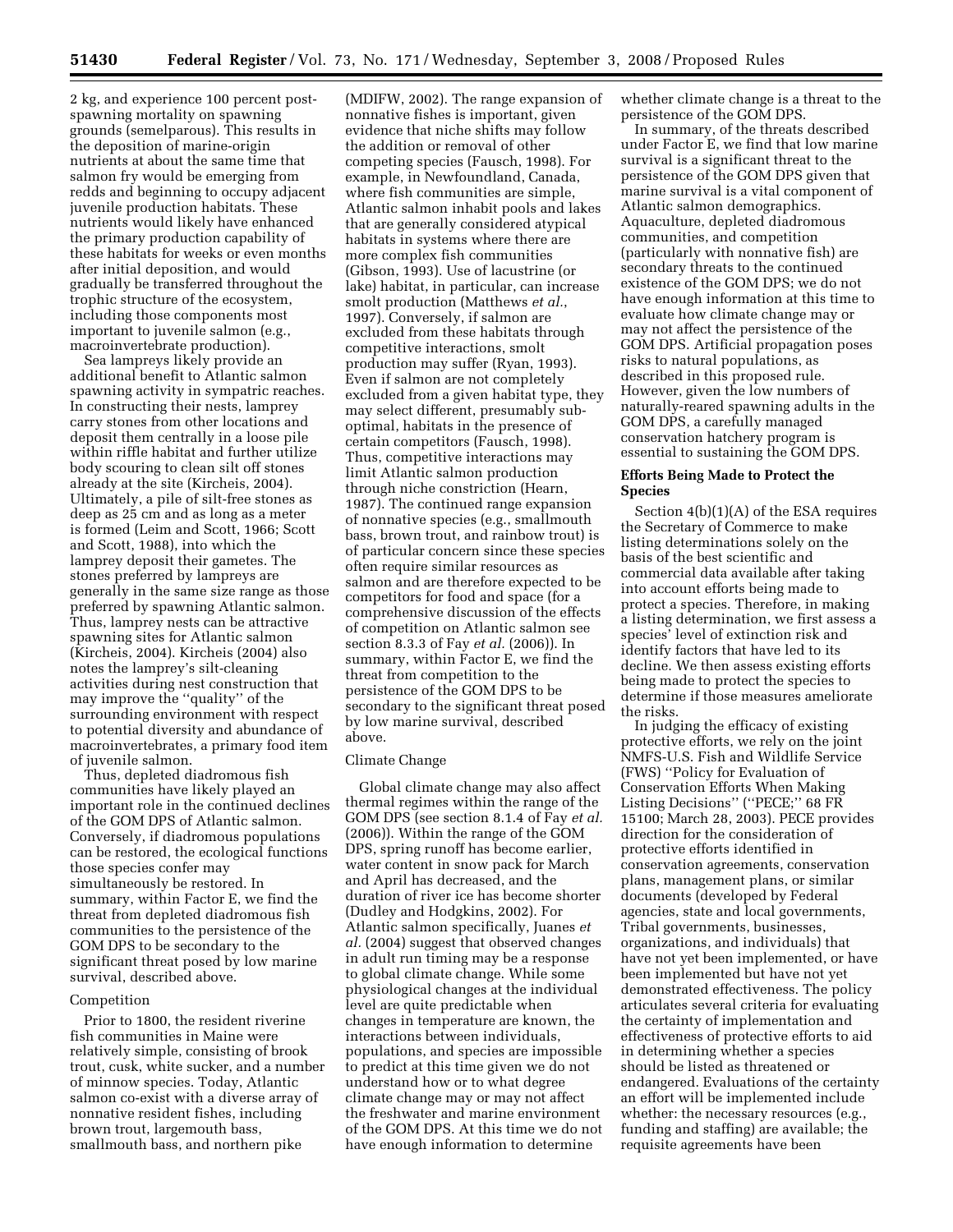2 kg, and experience 100 percent post-spawning mortality on spawning grounds (semelparous). This results in the deposition of marine-origin nutrients at about the same time that salmon fry would be emerging from redds and beginning to occupy adjacent juvenile production habitats. These nutrients would likely have enhanced the primary production capability of these habitats for weeks or even months after initial deposition, and would gradually be transferred throughout the trophic structure of the ecosystem, including those components most important to juvenile salmon (e.g., macroinvertebrate production).

Sea lampreys likely provide an additional benefit to Atlantic salmon spawning activity in sympatric reaches. In constructing their nests, lamprey carry stones from other locations and deposit them centrally in a loose pile within riffle habitat and further utilize body scouring to clean silt off stones already at the site (Kircheis, 2004). Ultimately, a pile of silt-free stones as deep as 25 cm and as long as a meter is formed (Leim and Scott, 1966; Scott and Scott, 1988), into which the lamprey deposit their gametes. The stones preferred by lampreys are generally in the same size range as those preferred by spawning Atlantic salmon. Thus, lamprey nests can be attractive spawning sites for Atlantic salmon (Kircheis, 2004). Kircheis (2004) also notes the lamprey's silt-cleaning activities during nest construction that may improve the ''quality'' of the surrounding environment with respect to potential diversity and abundance of macroinvertebrates, a primary food item of juvenile salmon.

Thus, depleted diadromous fish communities have likely played an important role in the continued declines of the GOM DPS of Atlantic salmon. Conversely, if diadromous populations can be restored, the ecological functions those species confer may simultaneously be restored. In summary, within Factor E, we find the threat from depleted diadromous fish communities to the persistence of the GOM DPS to be secondary to the significant threat posed by low marine survival, described above.

Competition

Prior to 1800, the resident riverine fish communities in Maine were relatively simple, consisting of brook trout, cusk, white sucker, and a number of minnow species. Today, Atlantic salmon co-exist with a diverse array of nonnative resident fishes, including brown trout, largemouth bass, smallmouth bass, and northern pike (MDIFW, 2002). The range expansion of nonnative fishes is important, given evidence that niche shifts may follow the addition or removal of other competing species (Fausch, 1998). For example, in Newfoundland, Canada, where fish communities are simple, Atlantic salmon inhabit pools and lakes that are generally considered atypical habitats in systems where there are more complex fish communities (Gibson, 1993). Use of lacustrine (or lake) habitat, in particular, can increase smolt production (Matthews *et al.*, 1997). Conversely, if salmon are excluded from these habitats through competitive interactions, smolt production may suffer (Ryan, 1993). Even if salmon are not completely excluded from a given habitat type, they may select different, presumably sub-optimal, habitats in the presence of certain competitors (Fausch, 1998). Thus, competitive interactions may limit Atlantic salmon production through niche constriction (Hearn, 1987). The continued range expansion of nonnative species (e.g., smallmouth bass, brown trout, and rainbow trout) is of particular concern since these species often require similar resources as salmon and are therefore expected to be competitors for food and space (for a comprehensive discussion of the effects of competition on Atlantic salmon see section 8.3.3 of Fay *et al.* (2006)). In summary, within Factor E, we find the threat from competition to the persistence of the GOM DPS to be secondary to the significant threat posed by low marine survival, described above.

Climate Change

Global climate change may also affect thermal regimes within the range of the GOM DPS (see section 8.1.4 of Fay *et al.* (2006)). Within the range of the GOM DPS, spring runoff has become earlier, water content in snow pack for March and April has decreased, and the duration of river ice has become shorter (Dudley and Hodgkins, 2002). For Atlantic salmon specifically, Juanes *et al.* (2004) suggest that observed changes in adult run timing may be a response to global climate change. While some physiological changes at the individual level are quite predictable when changes in temperature are known, the interactions between individuals, populations, and species are impossible to predict at this time given we do not understand how or to what degree climate change may or may not affect the freshwater and marine environment of the GOM DPS. At this time we do not have enough information to determine whether climate change is a threat to the persistence of the GOM DPS.

In summary, of the threats described under Factor E, we find that low marine survival is a significant threat to the persistence of the GOM DPS given that marine survival is a vital component of Atlantic salmon demographics. Aquaculture, depleted diadromous communities, and competition (particularly with nonnative fish) are secondary threats to the continued existence of the GOM DPS; we do not have enough information at this time to evaluate how climate change may or may not affect the persistence of the GOM DPS. Artificial propagation poses risks to natural populations, as described in this proposed rule. However, given the low numbers of naturally-reared spawning adults in the GOM DPS, a carefully managed conservation hatchery program is essential to sustaining the GOM DPS.

## Efforts Being Made to Protect the Species

Section 4(b)(1)(A) of the ESA requires the Secretary of Commerce to make listing determinations solely on the basis of the best scientific and commercial data available after taking into account efforts being made to protect a species. Therefore, in making a listing determination, we first assess a species' level of extinction risk and identify factors that have led to its decline. We then assess existing efforts being made to protect the species to determine if those measures ameliorate the risks.

In judging the efficacy of existing protective efforts, we rely on the joint NMFS-U.S. Fish and Wildlife Service (FWS) ''Policy for Evaluation of Conservation Efforts When Making Listing Decisions'' (''PECE;'' 68 FR 15100; March 28, 2003). PECE provides direction for the consideration of protective efforts identified in conservation agreements, conservation plans, management plans, or similar documents (developed by Federal agencies, state and local governments, Tribal governments, businesses, organizations, and individuals) that have not yet been implemented, or have been implemented but have not yet demonstrated effectiveness. The policy articulates several criteria for evaluating the certainty of implementation and effectiveness of protective efforts to aid in determining whether a species should be listed as threatened or endangered. Evaluations of the certainty an effort will be implemented include whether: the necessary resources (e.g., funding and staffing) are available; the requisite agreements have been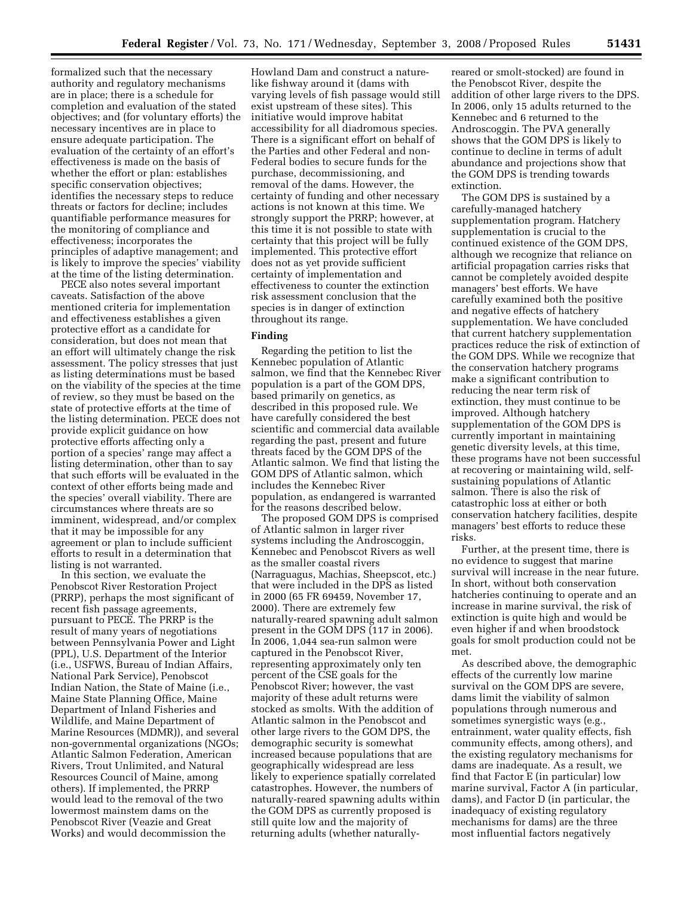formalized such that the necessary authority and regulatory mechanisms are in place; there is a schedule for completion and evaluation of the stated objectives; and (for voluntary efforts) the necessary incentives are in place to ensure adequate participation. The evaluation of the certainty of an effort's effectiveness is made on the basis of whether the effort or plan: establishes specific conservation objectives; identifies the necessary steps to reduce threats or factors for decline; includes quantifiable performance measures for the monitoring of compliance and effectiveness; incorporates the principles of adaptive management; and is likely to improve the species' viability at the time of the listing determination.

PECE also notes several important caveats. Satisfaction of the above mentioned criteria for implementation and effectiveness establishes a given protective effort as a candidate for consideration, but does not mean that an effort will ultimately change the risk assessment. The policy stresses that just as listing determinations must be based on the viability of the species at the time of review, so they must be based on the state of protective efforts at the time of the listing determination. PECE does not provide explicit guidance on how protective efforts affecting only a portion of a species' range may affect a listing determination, other than to say that such efforts will be evaluated in the context of other efforts being made and the species' overall viability. There are circumstances where threats are so imminent, widespread, and/or complex that it may be impossible for any agreement or plan to include sufficient efforts to result in a determination that listing is not warranted.

In this section, we evaluate the Penobscot River Restoration Project (PRRP), perhaps the most significant of recent fish passage agreements, pursuant to PECE. The PRRP is the result of many years of negotiations between Pennsylvania Power and Light (PPL), U.S. Department of the Interior (i.e., USFWS, Bureau of Indian Affairs, National Park Service), Penobscot Indian Nation, the State of Maine (i.e., Maine State Planning Office, Maine Department of Inland Fisheries and Wildlife, and Maine Department of Marine Resources (MDMR)), and several non-governmental organizations (NGOs; Atlantic Salmon Federation, American Rivers, Trout Unlimited, and Natural Resources Council of Maine, among others). If implemented, the PRRP would lead to the removal of the two lowermost mainstem dams on the Penobscot River (Veazie and Great Works) and would decommission the Howland Dam and construct a nature-like fishway around it (dams with varying levels of fish passage would still exist upstream of these sites). This initiative would improve habitat accessibility for all diadromous species. There is a significant effort on behalf of the Parties and other Federal and non-Federal bodies to secure funds for the purchase, decommissioning, and removal of the dams. However, the certainty of funding and other necessary actions is not known at this time. We strongly support the PRRP; however, at this time it is not possible to state with certainty that this project will be fully implemented. This protective effort does not as yet provide sufficient certainty of implementation and effectiveness to counter the extinction risk assessment conclusion that the species is in danger of extinction throughout its range.

## Finding

Regarding the petition to list the Kennebec population of Atlantic salmon, we find that the Kennebec River population is a part of the GOM DPS, based primarily on genetics, as described in this proposed rule. We have carefully considered the best scientific and commercial data available regarding the past, present and future threats faced by the GOM DPS of the Atlantic salmon. We find that listing the GOM DPS of Atlantic salmon, which includes the Kennebec River population, as endangered is warranted for the reasons described below.

The proposed GOM DPS is comprised of Atlantic salmon in larger river systems including the Androscoggin, Kennebec and Penobscot Rivers as well as the smaller coastal rivers (Narraguagus, Machias, Sheepscot, etc.) that were included in the DPS as listed in 2000 (65 FR 69459, November 17, 2000). There are extremely few naturally-reared spawning adult salmon present in the GOM DPS (117 in 2006). In 2006, 1,044 sea-run salmon were captured in the Penobscot River, representing approximately only ten percent of the CSE goals for the Penobscot River; however, the vast majority of these adult returns were stocked as smolts. With the addition of Atlantic salmon in the Penobscot and other large rivers to the GOM DPS, the demographic security is somewhat increased because populations that are geographically widespread are less likely to experience spatially correlated catastrophes. However, the numbers of naturally-reared spawning adults within the GOM DPS as currently proposed is still quite low and the majority of returning adults (whether naturally-reared or smolt-stocked) are found in the Penobscot River, despite the addition of other large rivers to the DPS. In 2006, only 15 adults returned to the Kennebec and 6 returned to the Androscoggin. The PVA generally shows that the GOM DPS is likely to continue to decline in terms of adult abundance and projections show that the GOM DPS is trending towards extinction.

The GOM DPS is sustained by a carefully-managed hatchery supplementation program. Hatchery supplementation is crucial to the continued existence of the GOM DPS, although we recognize that reliance on artificial propagation carries risks that cannot be completely avoided despite managers' best efforts. We have carefully examined both the positive and negative effects of hatchery supplementation. We have concluded that current hatchery supplementation practices reduce the risk of extinction of the GOM DPS. While we recognize that the conservation hatchery programs make a significant contribution to reducing the near term risk of extinction, they must continue to be improved. Although hatchery supplementation of the GOM DPS is currently important in maintaining genetic diversity levels, at this time, these programs have not been successful at recovering or maintaining wild, self-sustaining populations of Atlantic salmon. There is also the risk of catastrophic loss at either or both conservation hatchery facilities, despite managers' best efforts to reduce these risks.

Further, at the present time, there is no evidence to suggest that marine survival will increase in the near future. In short, without both conservation hatcheries continuing to operate and an increase in marine survival, the risk of extinction is quite high and would be even higher if and when broodstock goals for smolt production could not be met.

As described above, the demographic effects of the currently low marine survival on the GOM DPS are severe, dams limit the viability of salmon populations through numerous and sometimes synergistic ways (e.g., entrainment, water quality effects, fish community effects, among others), and the existing regulatory mechanisms for dams are inadequate. As a result, we find that Factor E (in particular) low marine survival, Factor A (in particular, dams), and Factor D (in particular, the inadequacy of existing regulatory mechanisms for dams) are the three most influential factors negatively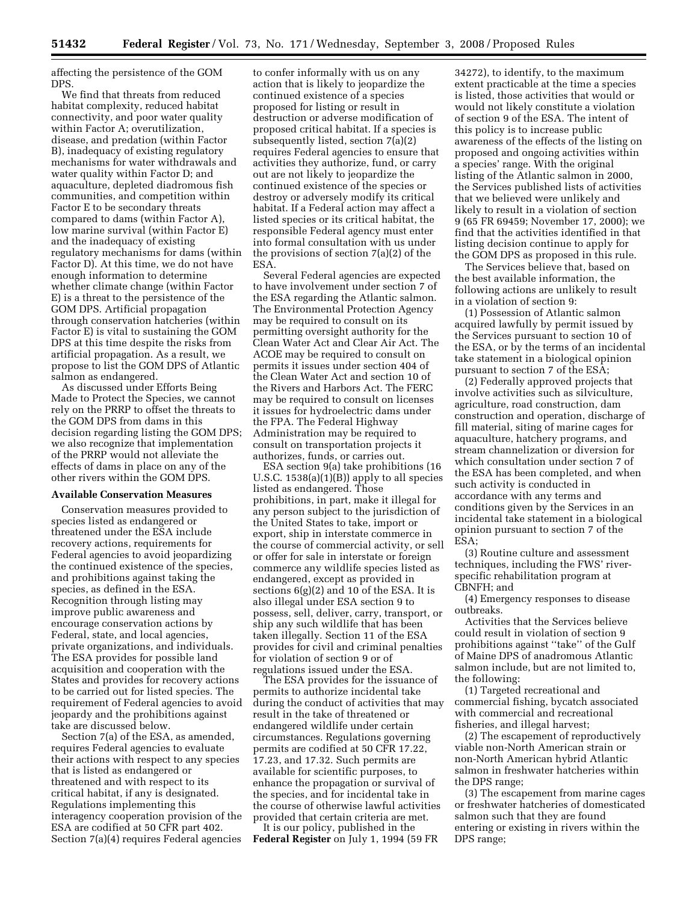affecting the persistence of the GOM DPS.

We find that threats from reduced habitat complexity, reduced habitat connectivity, and poor water quality within Factor A; overutilization, disease, and predation (within Factor B), inadequacy of existing regulatory mechanisms for water withdrawals and water quality within Factor D; and aquaculture, depleted diadromous fish communities, and competition within Factor E to be secondary threats compared to dams (within Factor A), low marine survival (within Factor E) and the inadequacy of existing regulatory mechanisms for dams (within Factor D). At this time, we do not have enough information to determine whether climate change (within Factor E) is a threat to the persistence of the GOM DPS. Artificial propagation through conservation hatcheries (within Factor E) is vital to sustaining the GOM DPS at this time despite the risks from artificial propagation. As a result, we propose to list the GOM DPS of Atlantic salmon as endangered.

As discussed under Efforts Being Made to Protect the Species, we cannot rely on the PRRP to offset the threats to the GOM DPS from dams in this decision regarding listing the GOM DPS; we also recognize that implementation of the PRRP would not alleviate the effects of dams in place on any of the other rivers within the GOM DPS.

**Available Conservation Measures**

Conservation measures provided to species listed as endangered or threatened under the ESA include recovery actions, requirements for Federal agencies to avoid jeopardizing the continued existence of the species, and prohibitions against taking the species, as defined in the ESA. Recognition through listing may improve public awareness and encourage conservation actions by Federal, state, and local agencies, private organizations, and individuals. The ESA provides for possible land acquisition and cooperation with the States and provides for recovery actions to be carried out for listed species. The requirement of Federal agencies to avoid jeopardy and the prohibitions against take are discussed below.

Section 7(a) of the ESA, as amended, requires Federal agencies to evaluate their actions with respect to any species that is listed as endangered or threatened and with respect to its critical habitat, if any is designated. Regulations implementing this interagency cooperation provision of the ESA are codified at 50 CFR part 402. Section 7(a)(4) requires Federal agencies to confer informally with us on any action that is likely to jeopardize the continued existence of a species proposed for listing or result in destruction or adverse modification of proposed critical habitat. If a species is subsequently listed, section 7(a)(2) requires Federal agencies to ensure that activities they authorize, fund, or carry out are not likely to jeopardize the continued existence of the species or destroy or adversely modify its critical habitat. If a Federal action may affect a listed species or its critical habitat, the responsible Federal agency must enter into formal consultation with us under the provisions of section 7(a)(2) of the ESA.

Several Federal agencies are expected to have involvement under section 7 of the ESA regarding the Atlantic salmon. The Environmental Protection Agency may be required to consult on its permitting oversight authority for the Clean Water Act and Clear Air Act. The ACOE may be required to consult on permits it issues under section 404 of the Clean Water Act and section 10 of the Rivers and Harbors Act. The FERC may be required to consult on licenses it issues for hydroelectric dams under the FPA. The Federal Highway Administration may be required to consult on transportation projects it authorizes, funds, or carries out.

ESA section 9(a) take prohibitions (16 U.S.C. 1538(a)(1)(B)) apply to all species listed as endangered. Those prohibitions, in part, make it illegal for any person subject to the jurisdiction of the United States to take, import or export, ship in interstate commerce in the course of commercial activity, or sell or offer for sale in interstate or foreign commerce any wildlife species listed as endangered, except as provided in sections 6(g)(2) and 10 of the ESA. It is also illegal under ESA section 9 to possess, sell, deliver, carry, transport, or ship any such wildlife that has been taken illegally. Section 11 of the ESA provides for civil and criminal penalties for violation of section 9 or of regulations issued under the ESA.

The ESA provides for the issuance of permits to authorize incidental take during the conduct of activities that may result in the take of threatened or endangered wildlife under certain circumstances. Regulations governing permits are codified at 50 CFR 17.22, 17.23, and 17.32. Such permits are available for scientific purposes, to enhance the propagation or survival of the species, and for incidental take in the course of otherwise lawful activities provided that certain criteria are met.

It is our policy, published in the **Federal Register** on July 1, 1994 (59 FR 34272), to identify, to the maximum extent practicable at the time a species is listed, those activities that would or would not likely constitute a violation of section 9 of the ESA. The intent of this policy is to increase public awareness of the effects of the listing on proposed and ongoing activities within a species' range. With the original listing of the Atlantic salmon in 2000, the Services published lists of activities that we believed were unlikely and likely to result in a violation of section 9 (65 FR 69459; November 17, 2000); we find that the activities identified in that listing decision continue to apply for the GOM DPS as proposed in this rule.

The Services believe that, based on the best available information, the following actions are unlikely to result in a violation of section 9:

(1) Possession of Atlantic salmon acquired lawfully by permit issued by the Services pursuant to section 10 of the ESA, or by the terms of an incidental take statement in a biological opinion pursuant to section 7 of the ESA;

(2) Federally approved projects that involve activities such as silviculture, agriculture, road construction, dam construction and operation, discharge of fill material, siting of marine cages for aquaculture, hatchery programs, and stream channelization or diversion for which consultation under section 7 of the ESA has been completed, and when such activity is conducted in accordance with any terms and conditions given by the Services in an incidental take statement in a biological opinion pursuant to section 7 of the ESA;

(3) Routine culture and assessment techniques, including the FWS' river-specific rehabilitation program at CBNFH; and

(4) Emergency responses to disease outbreaks.

Activities that the Services believe could result in violation of section 9 prohibitions against "take" of the Gulf of Maine DPS of anadromous Atlantic salmon include, but are not limited to, the following:

(1) Targeted recreational and commercial fishing, bycatch associated with commercial and recreational fisheries, and illegal harvest;

(2) The escapement of reproductively viable non-North American strain or non-North American hybrid Atlantic salmon in freshwater hatcheries within the DPS range;

(3) The escapement from marine cages or freshwater hatcheries of domesticated salmon such that they are found entering or existing in rivers within the DPS range;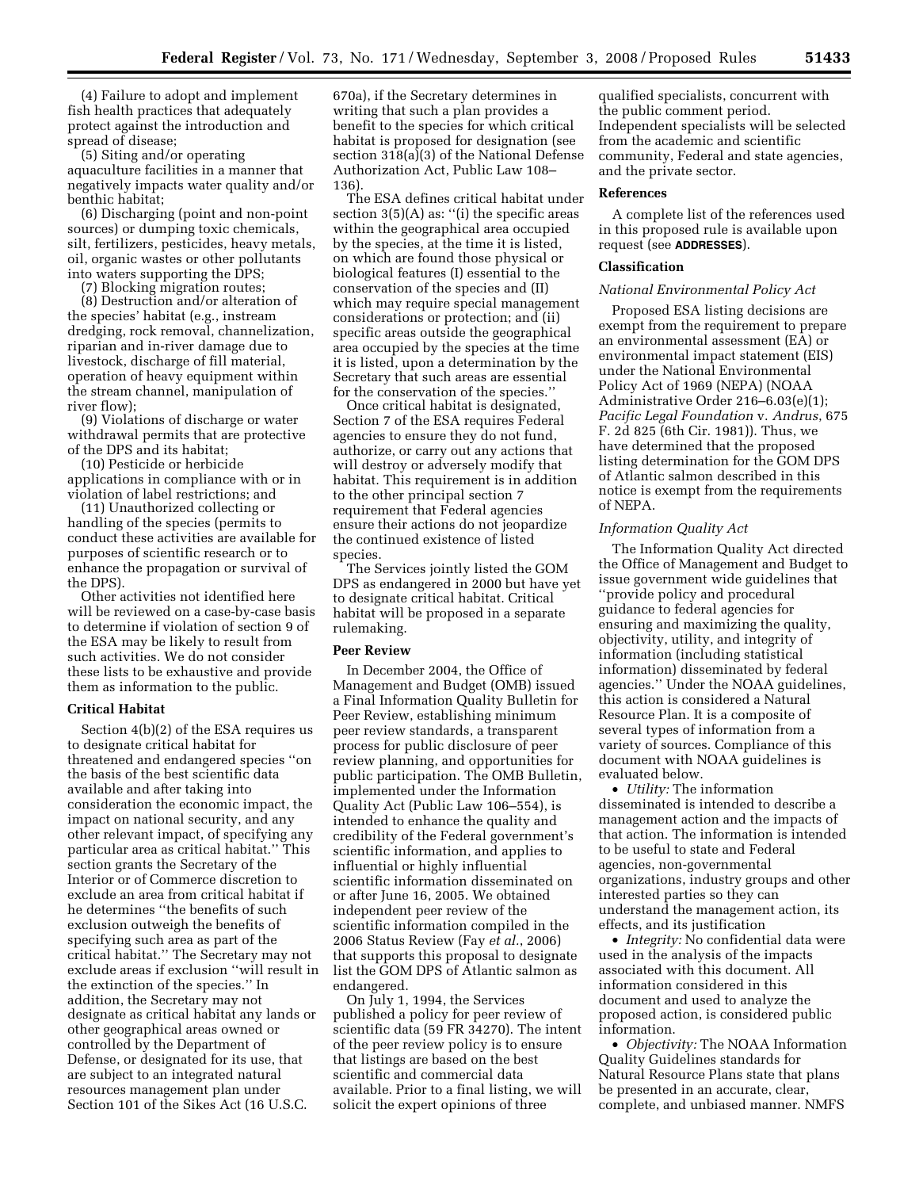(4) Failure to adopt and implement fish health practices that adequately protect against the introduction and spread of disease;

(5) Siting and/or operating aquaculture facilities in a manner that negatively impacts water quality and/or benthic habitat;

(6) Discharging (point and non-point sources) or dumping toxic chemicals, silt, fertilizers, pesticides, heavy metals, oil, organic wastes or other pollutants into waters supporting the DPS;

(7) Blocking migration routes;

(8) Destruction and/or alteration of the species' habitat (e.g., instream dredging, rock removal, channelization, riparian and in-river damage due to livestock, discharge of fill material, operation of heavy equipment within the stream channel, manipulation of river flow);

(9) Violations of discharge or water withdrawal permits that are protective of the DPS and its habitat;

(10) Pesticide or herbicide applications in compliance with or in violation of label restrictions; and

(11) Unauthorized collecting or handling of the species (permits to conduct these activities are available for purposes of scientific research or to enhance the propagation or survival of the DPS).

Other activities not identified here will be reviewed on a case-by-case basis to determine if violation of section 9 of the ESA may be likely to result from such activities. We do not consider these lists to be exhaustive and provide them as information to the public.

## Critical Habitat

Section 4(b)(2) of the ESA requires us to designate critical habitat for threatened and endangered species ''on the basis of the best scientific data available and after taking into consideration the economic impact, the impact on national security, and any other relevant impact, of specifying any particular area as critical habitat.'' This section grants the Secretary of the Interior or of Commerce discretion to exclude an area from critical habitat if he determines ''the benefits of such exclusion outweigh the benefits of specifying such area as part of the critical habitat.'' The Secretary may not exclude areas if exclusion ''will result in the extinction of the species.'' In addition, the Secretary may not designate as critical habitat any lands or other geographical areas owned or controlled by the Department of Defense, or designated for its use, that are subject to an integrated natural resources management plan under Section 101 of the Sikes Act (16 U.S.C. 670a), if the Secretary determines in writing that such a plan provides a benefit to the species for which critical habitat is proposed for designation (see section 318(a)(3) of the National Defense Authorization Act, Public Law 108–136).

The ESA defines critical habitat under section 3(5)(A) as: ''(i) the specific areas within the geographical area occupied by the species, at the time it is listed, on which are found those physical or biological features (I) essential to the conservation of the species and (II) which may require special management considerations or protection; and (ii) specific areas outside the geographical area occupied by the species at the time it is listed, upon a determination by the Secretary that such areas are essential for the conservation of the species.''

Once critical habitat is designated, Section 7 of the ESA requires Federal agencies to ensure they do not fund, authorize, or carry out any actions that will destroy or adversely modify that habitat. This requirement is in addition to the other principal section 7 requirement that Federal agencies ensure their actions do not jeopardize the continued existence of listed species.

The Services jointly listed the GOM DPS as endangered in 2000 but have yet to designate critical habitat. Critical habitat will be proposed in a separate rulemaking.

## Peer Review

In December 2004, the Office of Management and Budget (OMB) issued a Final Information Quality Bulletin for Peer Review, establishing minimum peer review standards, a transparent process for public disclosure of peer review planning, and opportunities for public participation. The OMB Bulletin, implemented under the Information Quality Act (Public Law 106–554), is intended to enhance the quality and credibility of the Federal government's scientific information, and applies to influential or highly influential scientific information disseminated on or after June 16, 2005. We obtained independent peer review of the scientific information compiled in the 2006 Status Review (Fay *et al.*, 2006) that supports this proposal to designate list the GOM DPS of Atlantic salmon as endangered.

On July 1, 1994, the Services published a policy for peer review of scientific data (59 FR 34270). The intent of the peer review policy is to ensure that listings are based on the best scientific and commercial data available. Prior to a final listing, we will solicit the expert opinions of three qualified specialists, concurrent with the public comment period. Independent specialists will be selected from the academic and scientific community, Federal and state agencies, and the private sector.

## References

A complete list of the references used in this proposed rule is available upon request (see **ADDRESSES**).

## Classification

### *National Environmental Policy Act*

Proposed ESA listing decisions are exempt from the requirement to prepare an environmental assessment (EA) or environmental impact statement (EIS) under the National Environmental Policy Act of 1969 (NEPA) (NOAA Administrative Order 216–6.03(e)(1); *Pacific Legal Foundation* v. *Andrus*, 675 F. 2d 825 (6th Cir. 1981)). Thus, we have determined that the proposed listing determination for the GOM DPS of Atlantic salmon described in this notice is exempt from the requirements of NEPA.

### *Information Quality Act*

The Information Quality Act directed the Office of Management and Budget to issue government wide guidelines that ''provide policy and procedural guidance to federal agencies for ensuring and maximizing the quality, objectivity, utility, and integrity of information (including statistical information) disseminated by federal agencies.'' Under the NOAA guidelines, this action is considered a Natural Resource Plan. It is a composite of several types of information from a variety of sources. Compliance of this document with NOAA guidelines is evaluated below.

- *Utility:* The information disseminated is intended to describe a management action and the impacts of that action. The information is intended to be useful to state and Federal agencies, non-governmental organizations, industry groups and other interested parties so they can understand the management action, its effects, and its justification
- *Integrity:* No confidential data were used in the analysis of the impacts associated with this document. All information considered in this document and used to analyze the proposed action, is considered public information.
- *Objectivity:* The NOAA Information Quality Guidelines standards for Natural Resource Plans state that plans be presented in an accurate, clear, complete, and unbiased manner. NMFS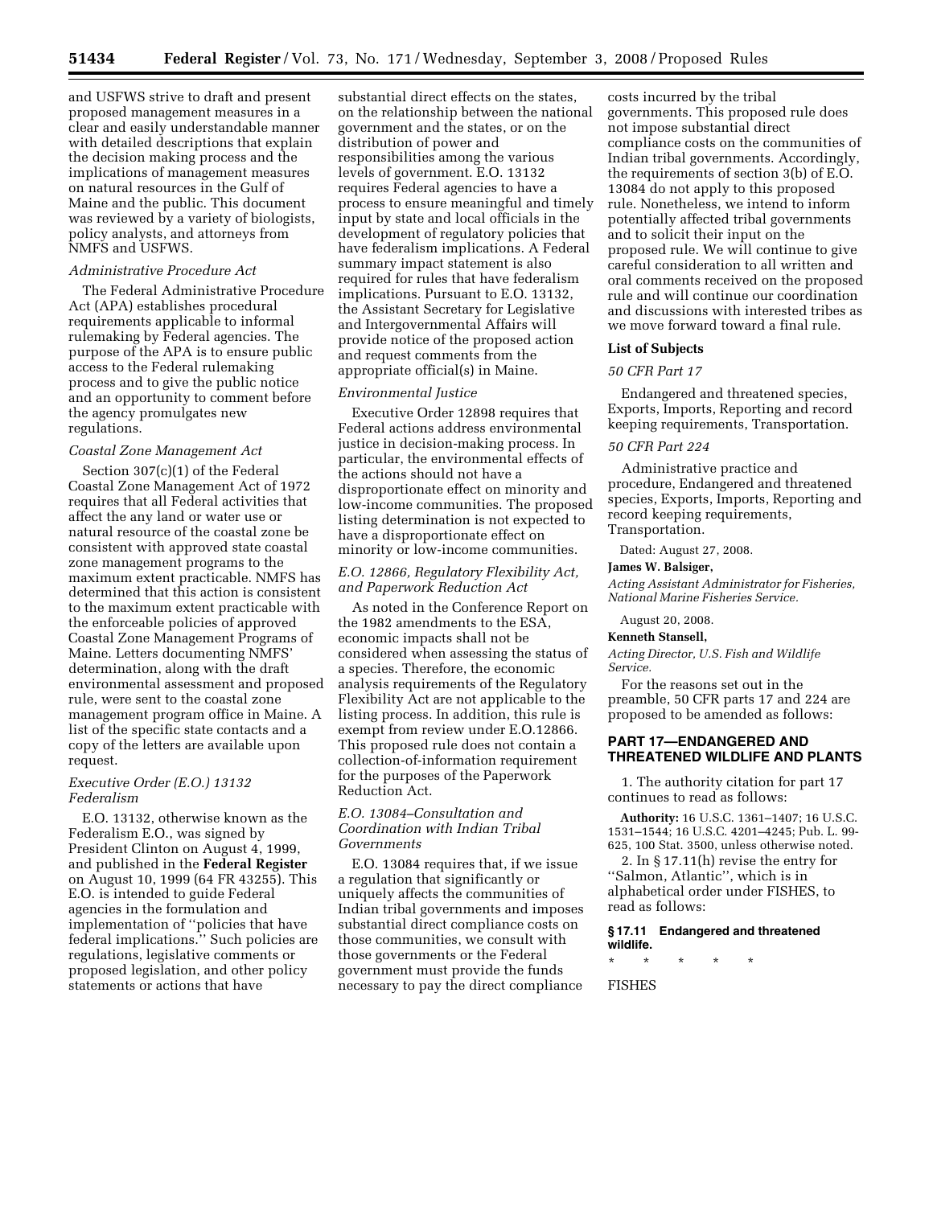and USFWS strive to draft and present proposed management measures in a clear and easily understandable manner with detailed descriptions that explain the decision making process and the implications of management measures on natural resources in the Gulf of Maine and the public. This document was reviewed by a variety of biologists, policy analysts, and attorneys from NMFS and USFWS.

*Administrative Procedure Act*

The Federal Administrative Procedure Act (APA) establishes procedural requirements applicable to informal rulemaking by Federal agencies. The purpose of the APA is to ensure public access to the Federal rulemaking process and to give the public notice and an opportunity to comment before the agency promulgates new regulations.

*Coastal Zone Management Act*

Section 307(c)(1) of the Federal Coastal Zone Management Act of 1972 requires that all Federal activities that affect the any land or water use or natural resource of the coastal zone be consistent with approved state coastal zone management programs to the maximum extent practicable. NMFS has determined that this action is consistent to the maximum extent practicable with the enforceable policies of approved Coastal Zone Management Programs of Maine. Letters documenting NMFS' determination, along with the draft environmental assessment and proposed rule, were sent to the coastal zone management program office in Maine. A list of the specific state contacts and a copy of the letters are available upon request.

*Executive Order (E.O.) 13132 Federalism*

E.O. 13132, otherwise known as the Federalism E.O., was signed by President Clinton on August 4, 1999, and published in the **Federal Register** on August 10, 1999 (64 FR 43255). This E.O. is intended to guide Federal agencies in the formulation and implementation of ''policies that have federal implications.'' Such policies are regulations, legislative comments or proposed legislation, and other policy statements or actions that have substantial direct effects on the states, on the relationship between the national government and the states, or on the distribution of power and responsibilities among the various levels of government. E.O. 13132 requires Federal agencies to have a process to ensure meaningful and timely input by state and local officials in the development of regulatory policies that have federalism implications. A Federal summary impact statement is also required for rules that have federalism implications. Pursuant to E.O. 13132, the Assistant Secretary for Legislative and Intergovernmental Affairs will provide notice of the proposed action and request comments from the appropriate official(s) in Maine.

*Environmental Justice*

Executive Order 12898 requires that Federal actions address environmental justice in decision-making process. In particular, the environmental effects of the actions should not have a disproportionate effect on minority and low-income communities. The proposed listing determination is not expected to have a disproportionate effect on minority or low-income communities.

*E.O. 12866, Regulatory Flexibility Act, and Paperwork Reduction Act*

As noted in the Conference Report on the 1982 amendments to the ESA, economic impacts shall not be considered when assessing the status of a species. Therefore, the economic analysis requirements of the Regulatory Flexibility Act are not applicable to the listing process. In addition, this rule is exempt from review under E.O.12866. This proposed rule does not contain a collection-of-information requirement for the purposes of the Paperwork Reduction Act.

*E.O. 13084–Consultation and Coordination with Indian Tribal Governments*

E.O. 13084 requires that, if we issue a regulation that significantly or uniquely affects the communities of Indian tribal governments and imposes substantial direct compliance costs on those communities, we consult with those governments or the Federal government must provide the funds necessary to pay the direct compliance costs incurred by the tribal governments. This proposed rule does not impose substantial direct compliance costs on the communities of Indian tribal governments. Accordingly, the requirements of section 3(b) of E.O. 13084 do not apply to this proposed rule. Nonetheless, we intend to inform potentially affected tribal governments and to solicit their input on the proposed rule. We will continue to give careful consideration to all written and oral comments received on the proposed rule and will continue our coordination and discussions with interested tribes as we move forward toward a final rule.

**List of Subjects**

*50 CFR Part 17*

Endangered and threatened species, Exports, Imports, Reporting and record keeping requirements, Transportation.

*50 CFR Part 224*

Administrative practice and procedure, Endangered and threatened species, Exports, Imports, Reporting and record keeping requirements, Transportation.

Dated: August 27, 2008.

**James W. Balsiger,**

*Acting Assistant Administrator for Fisheries, National Marine Fisheries Service.*

August 20, 2008.

**Kenneth Stansell,**

*Acting Director, U.S. Fish and Wildlife Service.*

For the reasons set out in the preamble, 50 CFR parts 17 and 224 are proposed to be amended as follows:

## PART 17—ENDANGERED AND THREATENED WILDLIFE AND PLANTS

1. The authority citation for part 17 continues to read as follows:

**Authority:** 16 U.S.C. 1361–1407; 16 U.S.C. 1531–1544; 16 U.S.C. 4201–4245; Pub. L. 99-625, 100 Stat. 3500, unless otherwise noted.

2. In § 17.11(h) revise the entry for ''Salmon, Atlantic'', which is in alphabetical order under FISHES, to read as follows:

**§ 17.11 Endangered and threatened wildlife.**

\* \* \* \* \*

FISHES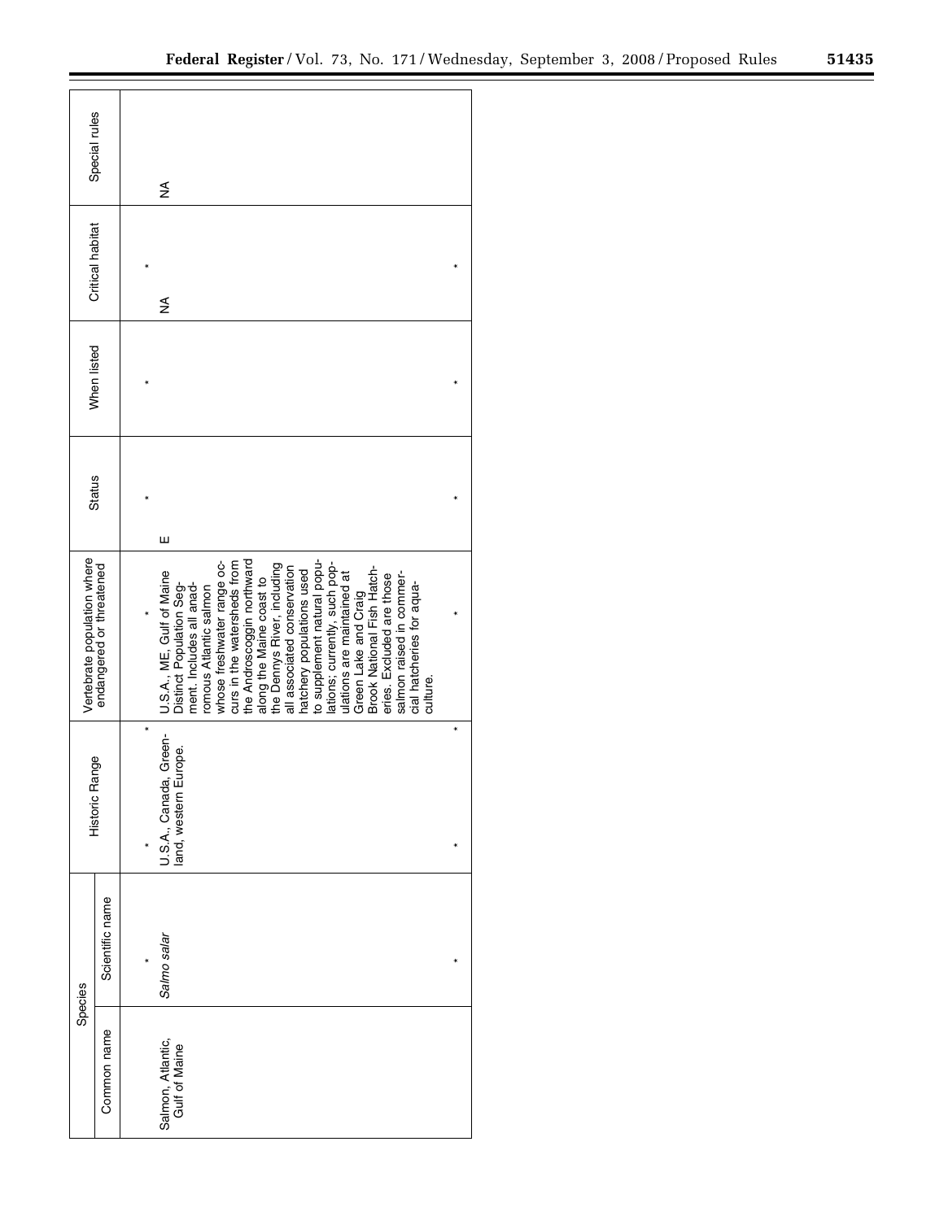| Species | | Historic Range | Vertebrate population where endangered or threatened | Status | When listed | Critical habitat | Special rules |
|---|---|---|---|---|---|---|---|
| Common name | Scientific name | | | | | | |
| * | * | * | * | * | * | * | |
| Salmon, Atlantic, Gulf of Maine | *Salmo salar* | U.S.A., Canada, Greenland, western Europe. | U.S.A., ME, Gulf of Maine Distinct Population Segment. Includes all anadromous Atlantic salmon whose freshwater range occurs in the watersheds from the Androscoggin northward along the Maine coast to the Dennys River, including all associated conservation hatchery populations used to supplement natural populations; currently, such populations are maintained at Green Lake and Craig Brook National Fish Hatcheries. Excluded are those salmon raised in commercial hatcheries for aquaculture. | E | | NA | NA |
| * | * | * | * | * | * | * | |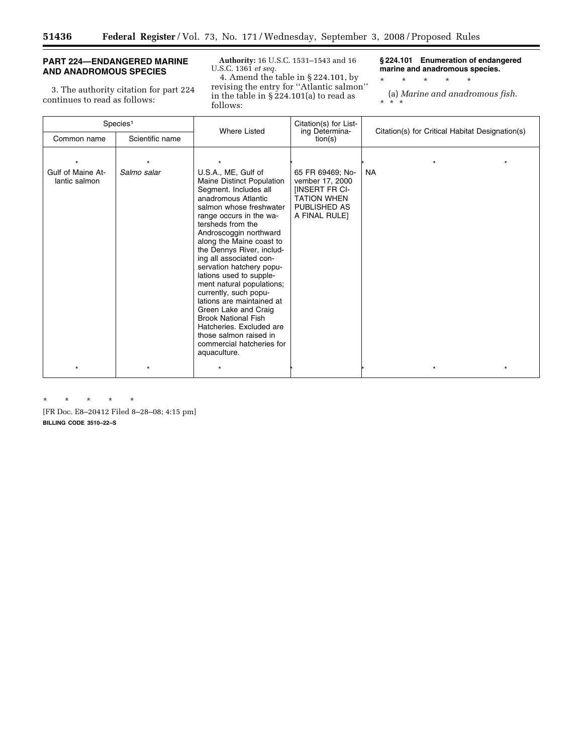## PART 224—ENDANGERED MARINE AND ANADROMOUS SPECIES

3. The authority citation for part 224 continues to read as follows:

**Authority:** 16 U.S.C. 1531–1543 and 16 U.S.C. 1361 *et seq.*

4. Amend the table in § 224.101, by revising the entry for ''Atlantic salmon'' in the table in § 224.101(a) to read as follows:

### § 224.101 Enumeration of endangered marine and anadromous species.

\* \* \* \* \*

(a) *Marine and anadromous fish.*

\* \* \*

| Species[1] | | Where Listed | Citation(s) for Listing Determination(s) | Citation(s) for Critical Habitat Designation(s) |
|---|---|---|---|---|
| Common name | Scientific name | | | |
| * | * | * | * | * |
| Gulf of Maine Atlantic salmon | *Salmo salar* | U.S.A., ME, Gulf of Maine Distinct Population Segment. Includes all anadromous Atlantic salmon whose freshwater range occurs in the watersheds from the Androscoggin northward along the Maine coast to the Dennys River, including all associated conservation hatchery populations used to supplement natural populations; currently, such populations are maintained at Green Lake and Craig Brook National Fish Hatcheries. Excluded are those salmon raised in commercial hatcheries for aquaculture. | 65 FR 69469; November 17, 2000 [INSERT FR CITATION WHEN PUBLISHED AS A FINAL RULE] | NA |
| * | * | * | * | * |

\* \* \* \* \*

[FR Doc. E8–20412 Filed 8–28–08; 4:15 pm]

**BILLING CODE 3510–22–S**